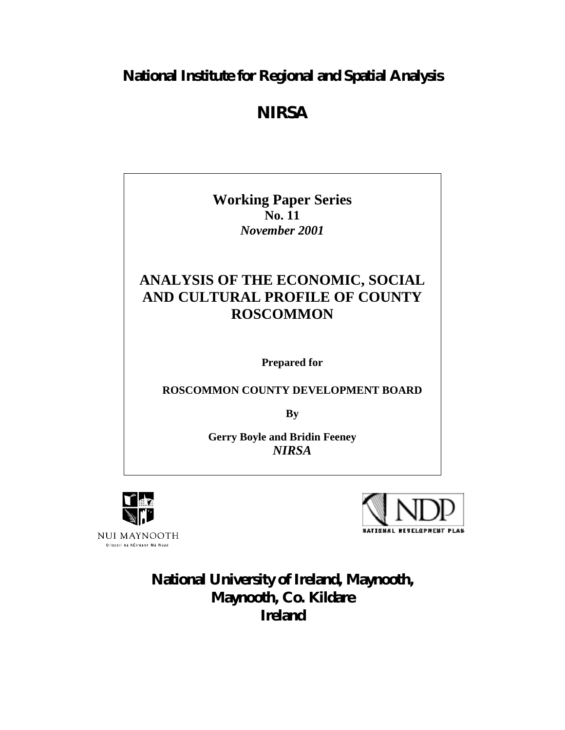# National Institute for Regional and Spatial Analysis

# NIRSA

**Working Paper Series**
**No. 11**
***November 2001***

## ANALYSIS OF THE ECONOMIC, SOCIAL AND CULTURAL PROFILE OF COUNTY ROSCOMMON

**Prepared for**

**ROSCOMMON COUNTY DEVELOPMENT BOARD**

**By**

**Gerry Boyle and Bridin Feeney**
***NIRSA***

NUI MAYNOOTH
Ollscoil na hÉireann Má Nuad

NDP
NATIONAL DEVELOPMENT PLAN

**National University of Ireland, Maynooth, Maynooth, Co. Kildare Ireland**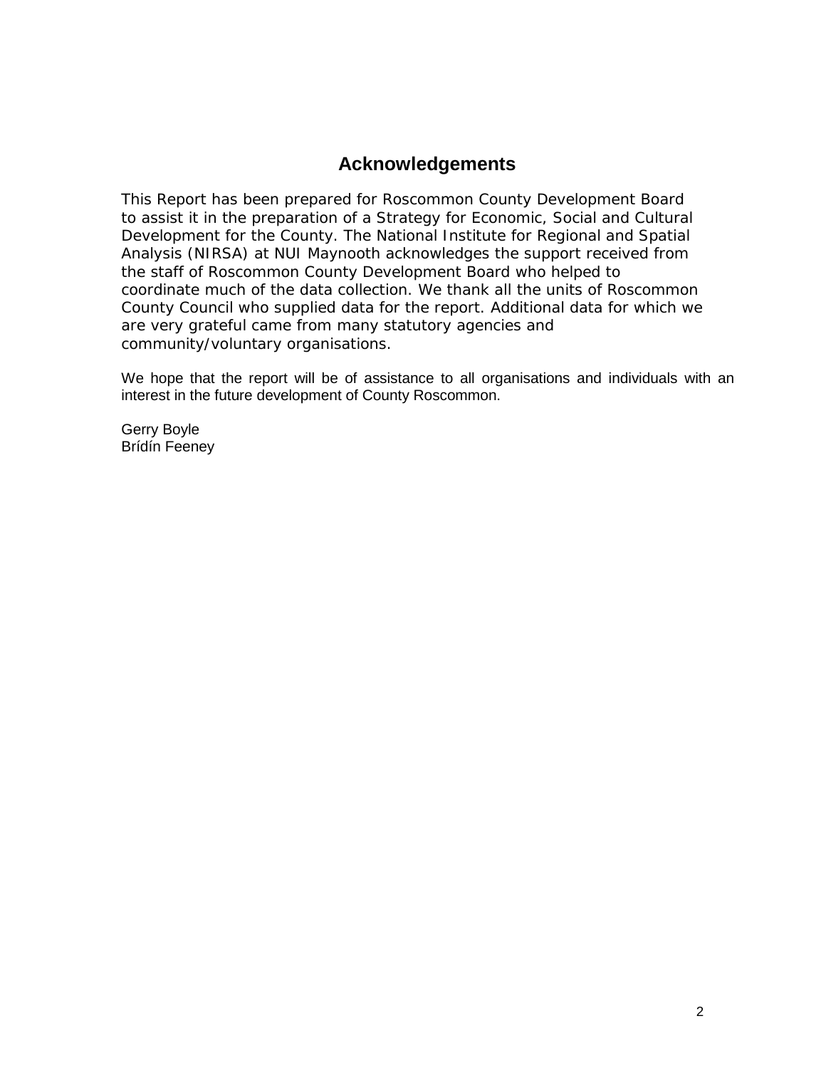# Acknowledgements

This Report has been prepared for Roscommon County Development Board to assist it in the preparation of a Strategy for Economic, Social and Cultural Development for the County. The National Institute for Regional and Spatial Analysis (NIRSA) at NUI Maynooth acknowledges the support received from the staff of Roscommon County Development Board who helped to coordinate much of the data collection. We thank all the units of Roscommon County Council who supplied data for the report. Additional data for which we are very grateful came from many statutory agencies and community/voluntary organisations.

We hope that the report will be of assistance to all organisations and individuals with an interest in the future development of County Roscommon.

Gerry Boyle
Brídín Feeney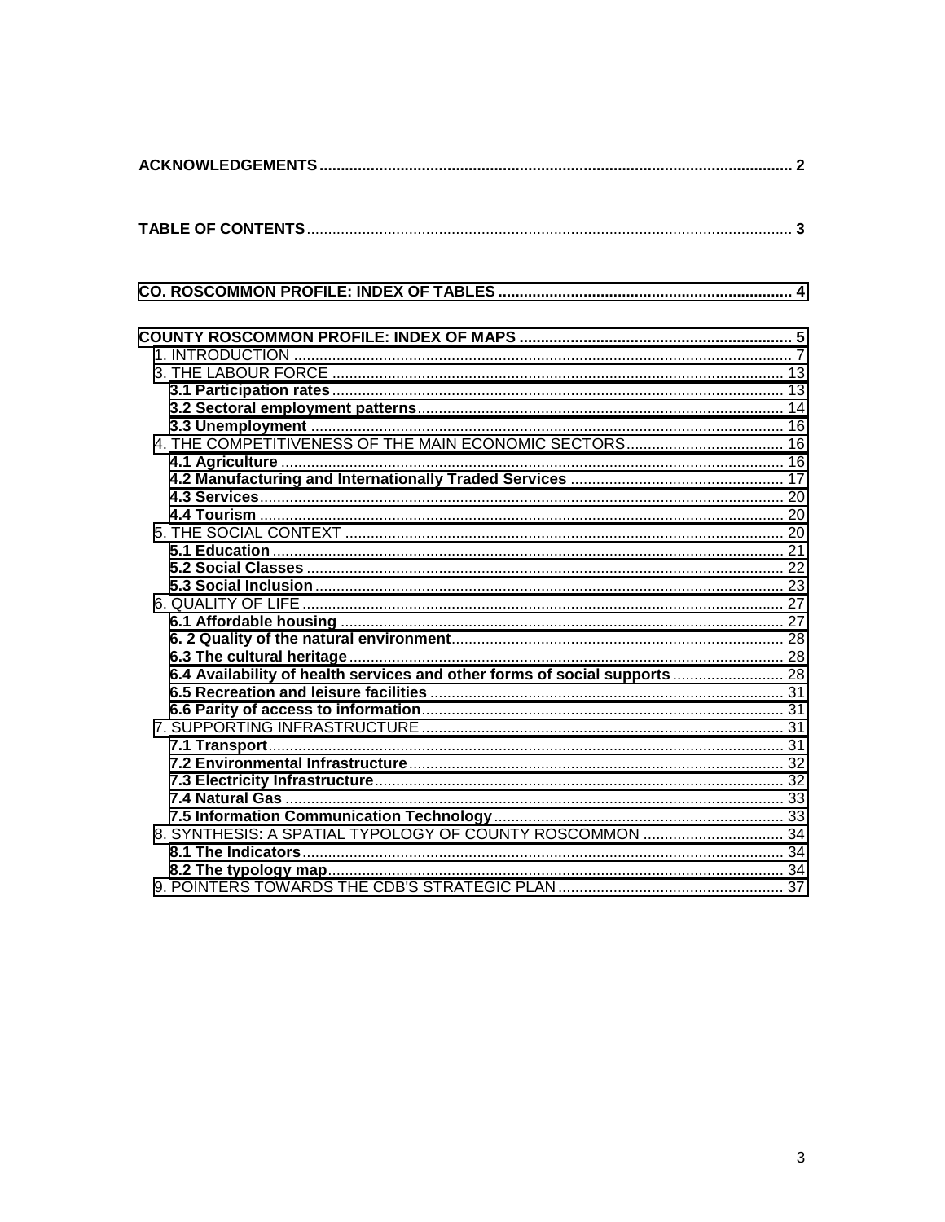**ACKNOWLEDGEMENTS** .......... 2

**TABLE OF CONTENTS** .......... 3

**CO. ROSCOMMON PROFILE: INDEX OF TABLES** .......... 4

**COUNTY ROSCOMMON PROFILE: INDEX OF MAPS** .......... 5

- 1. INTRODUCTION .......... 7
- 3. THE LABOUR FORCE .......... 13
  - **3.1 Participation rates** .......... 13
  - **3.2 Sectoral employment patterns** .......... 14
  - **3.3 Unemployment** .......... 16
- 4. THE COMPETITIVENESS OF THE MAIN ECONOMIC SECTORS .......... 16
  - **4.1 Agriculture** .......... 16
  - **4.2 Manufacturing and Internationally Traded Services** .......... 17
  - **4.3 Services** .......... 20
  - **4.4 Tourism** .......... 20
- 5. THE SOCIAL CONTEXT .......... 20
  - **5.1 Education** .......... 21
  - **5.2 Social Classes** .......... 22
  - **5.3 Social Inclusion** .......... 23
- 6. QUALITY OF LIFE .......... 27
  - **6.1 Affordable housing** .......... 27
  - **6. 2 Quality of the natural environment** .......... 28
  - **6.3 The cultural heritage** .......... 28
  - **6.4 Availability of health services and other forms of social supports** .......... 28
  - **6.5 Recreation and leisure facilities** .......... 31
  - **6.6 Parity of access to information** .......... 31
- 7. SUPPORTING INFRASTRUCTURE .......... 31
  - **7.1 Transport** .......... 31
  - **7.2 Environmental Infrastructure** .......... 32
  - **7.3 Electricity Infrastructure** .......... 32
  - **7.4 Natural Gas** .......... 33
  - **7.5 Information Communication Technology** .......... 33
- 8. SYNTHESIS: A SPATIAL TYPOLOGY OF COUNTY ROSCOMMON .......... 34
  - **8.1 The Indicators** .......... 34
  - **8.2 The typology map** .......... 34
- 9. POINTERS TOWARDS THE CDB'S STRATEGIC PLAN .......... 37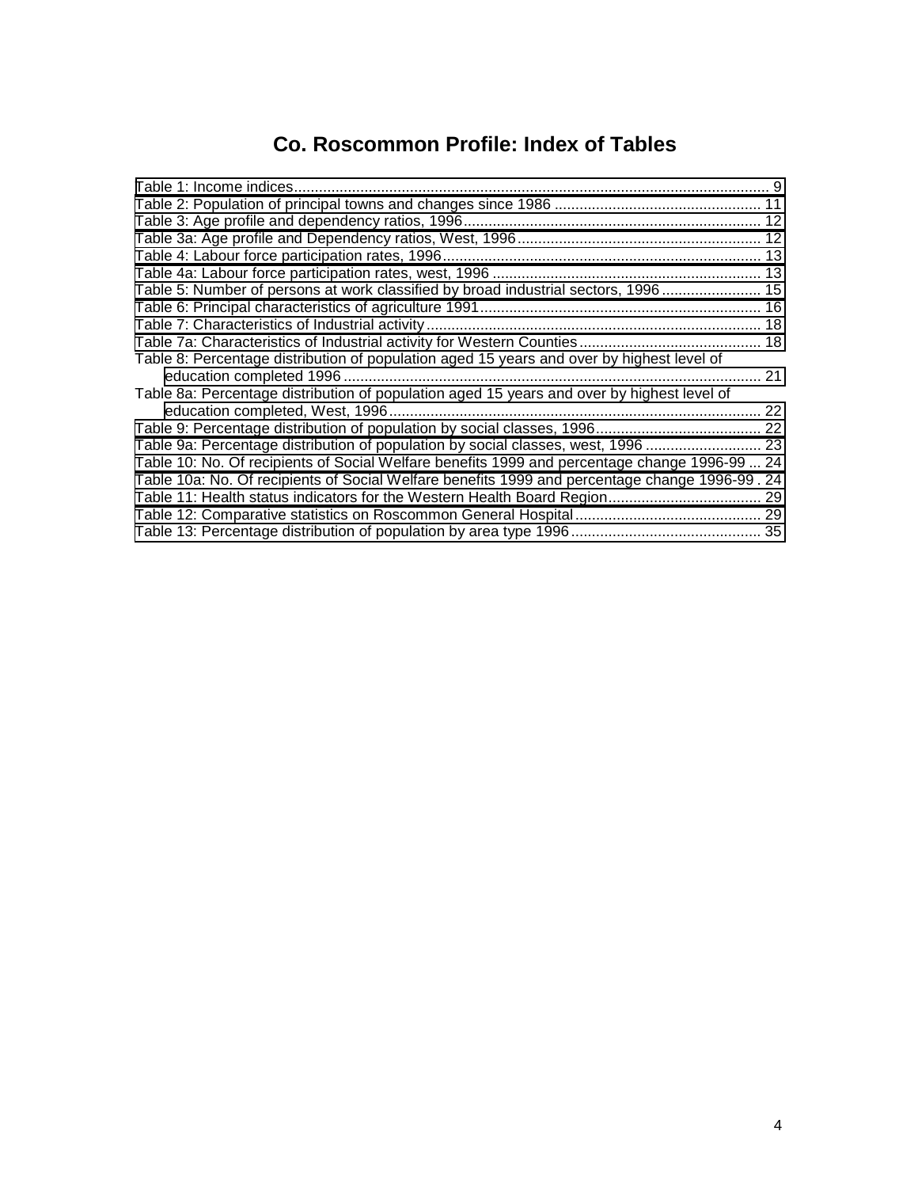# Co. Roscommon Profile: Index of Tables

Table 1: Income indices ........................................................................................................... 9
Table 2: Population of principal towns and changes since 1986 .................................................. 11
Table 3: Age profile and dependency ratios, 1996 ....................................................................... 12
Table 3a: Age profile and Dependency ratios, West, 1996 ........................................................... 12
Table 4: Labour force participation rates, 1996 ............................................................................ 13
Table 4a: Labour force participation rates, west, 1996 ................................................................. 13
Table 5: Number of persons at work classified by broad industrial sectors, 1996 ........................ 15
Table 6: Principal characteristics of agriculture 1991 .................................................................... 16
Table 7: Characteristics of Industrial activity ................................................................................. 18
Table 7a: Characteristics of Industrial activity for Western Counties ............................................ 18
Table 8: Percentage distribution of population aged 15 years and over by highest level of education completed 1996 ..................................................................................................... 21
Table 8a: Percentage distribution of population aged 15 years and over by highest level of education completed, West, 1996 .......................................................................................... 22
Table 9: Percentage distribution of population by social classes, 1996 ........................................ 22
Table 9a: Percentage distribution of population by social classes, west, 1996 ............................ 23
Table 10: No. Of recipients of Social Welfare benefits 1999 and percentage change 1996-99 ... 24
Table 10a: No. Of recipients of Social Welfare benefits 1999 and percentage change 1996-99 . 24
Table 11: Health status indicators for the Western Health Board Region ..................................... 29
Table 12: Comparative statistics on Roscommon General Hospital ............................................. 29
Table 13: Percentage distribution of population by area type 1996 ............................................. 35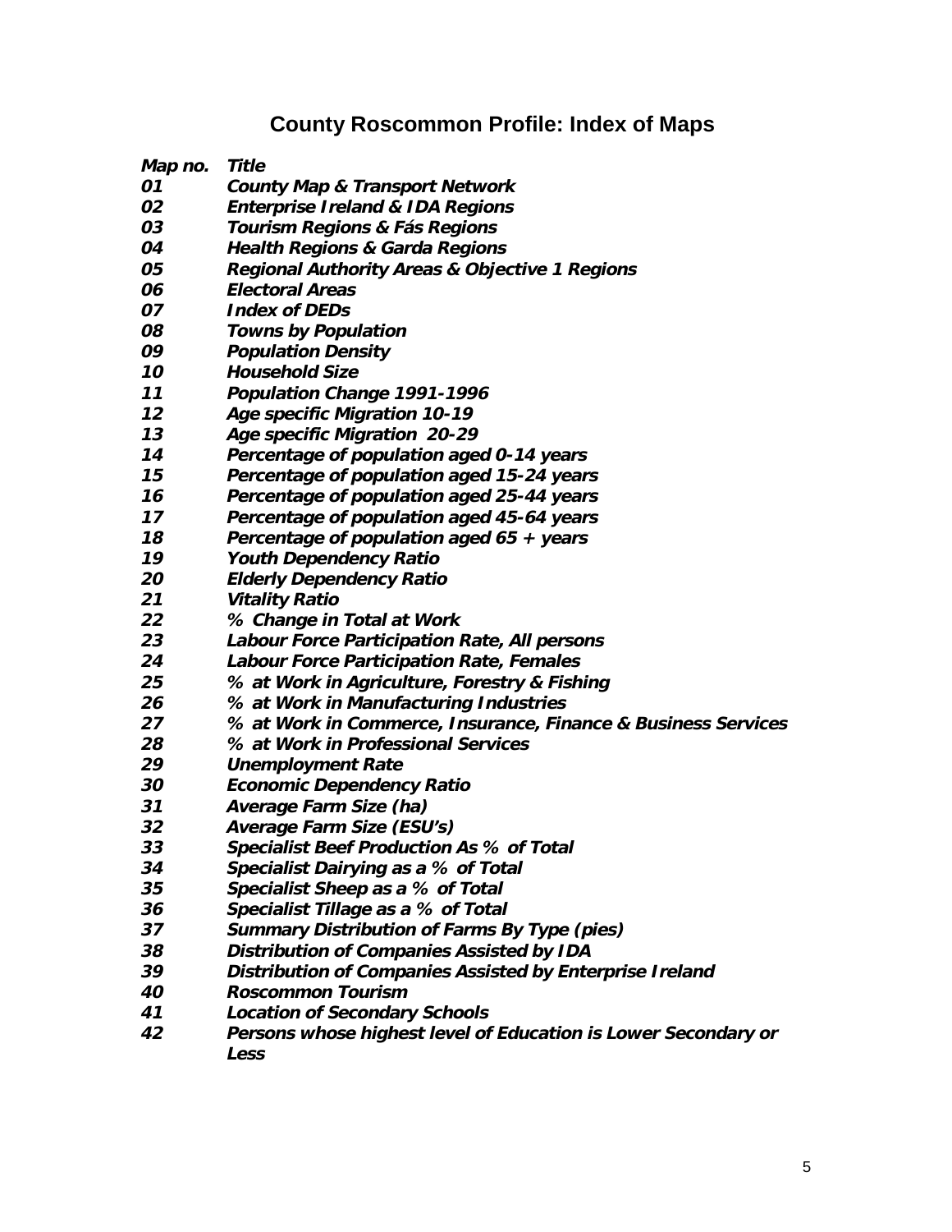# County Roscommon Profile: Index of Maps

| ***Map no.*** | ***Title*** |
|---|---|
| ***01*** | ***County Map & Transport Network*** |
| ***02*** | ***Enterprise Ireland & IDA Regions*** |
| ***03*** | ***Tourism Regions & Fás Regions*** |
| ***04*** | ***Health Regions & Garda Regions*** |
| ***05*** | ***Regional Authority Areas & Objective 1 Regions*** |
| ***06*** | ***Electoral Areas*** |
| ***07*** | ***Index of DEDs*** |
| ***08*** | ***Towns by Population*** |
| ***09*** | ***Population Density*** |
| ***10*** | ***Household Size*** |
| ***11*** | ***Population Change 1991-1996*** |
| ***12*** | ***Age specific Migration 10-19*** |
| ***13*** | ***Age specific Migration 20-29*** |
| ***14*** | ***Percentage of population aged 0-14 years*** |
| ***15*** | ***Percentage of population aged 15-24 years*** |
| ***16*** | ***Percentage of population aged 25-44 years*** |
| ***17*** | ***Percentage of population aged 45-64 years*** |
| ***18*** | ***Percentage of population aged 65 + years*** |
| ***19*** | ***Youth Dependency Ratio*** |
| ***20*** | ***Elderly Dependency Ratio*** |
| ***21*** | ***Vitality Ratio*** |
| ***22*** | ***% Change in Total at Work*** |
| ***23*** | ***Labour Force Participation Rate, All persons*** |
| ***24*** | ***Labour Force Participation Rate, Females*** |
| ***25*** | ***% at Work in Agriculture, Forestry & Fishing*** |
| ***26*** | ***% at Work in Manufacturing Industries*** |
| ***27*** | ***% at Work in Commerce, Insurance, Finance & Business Services*** |
| ***28*** | ***% at Work in Professional Services*** |
| ***29*** | ***Unemployment Rate*** |
| ***30*** | ***Economic Dependency Ratio*** |
| ***31*** | ***Average Farm Size (ha)*** |
| ***32*** | ***Average Farm Size (ESU's)*** |
| ***33*** | ***Specialist Beef Production As % of Total*** |
| ***34*** | ***Specialist Dairying as a % of Total*** |
| ***35*** | ***Specialist Sheep as a % of Total*** |
| ***36*** | ***Specialist Tillage as a % of Total*** |
| ***37*** | ***Summary Distribution of Farms By Type (pies)*** |
| ***38*** | ***Distribution of Companies Assisted by IDA*** |
| ***39*** | ***Distribution of Companies Assisted by Enterprise Ireland*** |
| ***40*** | ***Roscommon Tourism*** |
| ***41*** | ***Location of Secondary Schools*** |
| ***42*** | ***Persons whose highest level of Education is Lower Secondary or Less*** |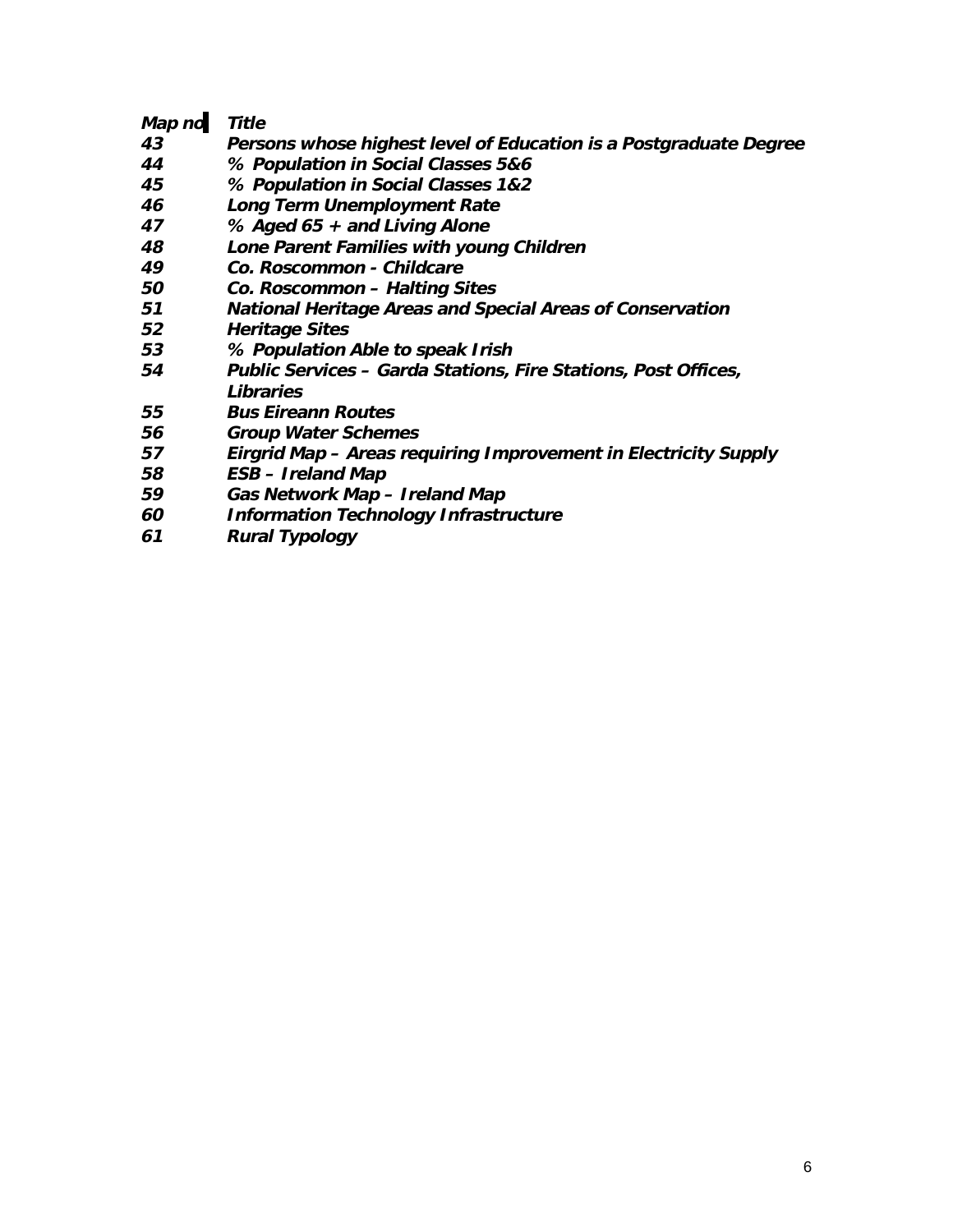| *Map no* | *Title* |
| --- | --- |
| ***43*** | ***Persons whose highest level of Education is a Postgraduate Degree*** |
| ***44*** | ***% Population in Social Classes 5&6*** |
| ***45*** | ***% Population in Social Classes 1&2*** |
| ***46*** | ***Long Term Unemployment Rate*** |
| ***47*** | ***% Aged 65 + and Living Alone*** |
| ***48*** | ***Lone Parent Families with young Children*** |
| ***49*** | ***Co. Roscommon - Childcare*** |
| ***50*** | ***Co. Roscommon – Halting Sites*** |
| ***51*** | ***National Heritage Areas and Special Areas of Conservation*** |
| ***52*** | ***Heritage Sites*** |
| ***53*** | ***% Population Able to speak Irish*** |
| ***54*** | ***Public Services – Garda Stations, Fire Stations, Post Offices, Libraries*** |
| ***55*** | ***Bus Eireann Routes*** |
| ***56*** | ***Group Water Schemes*** |
| ***57*** | ***Eirgrid Map – Areas requiring Improvement in Electricity Supply*** |
| ***58*** | ***ESB – Ireland Map*** |
| ***59*** | ***Gas Network Map – Ireland Map*** |
| ***60*** | ***Information Technology Infrastructure*** |
| ***61*** | ***Rural Typology*** |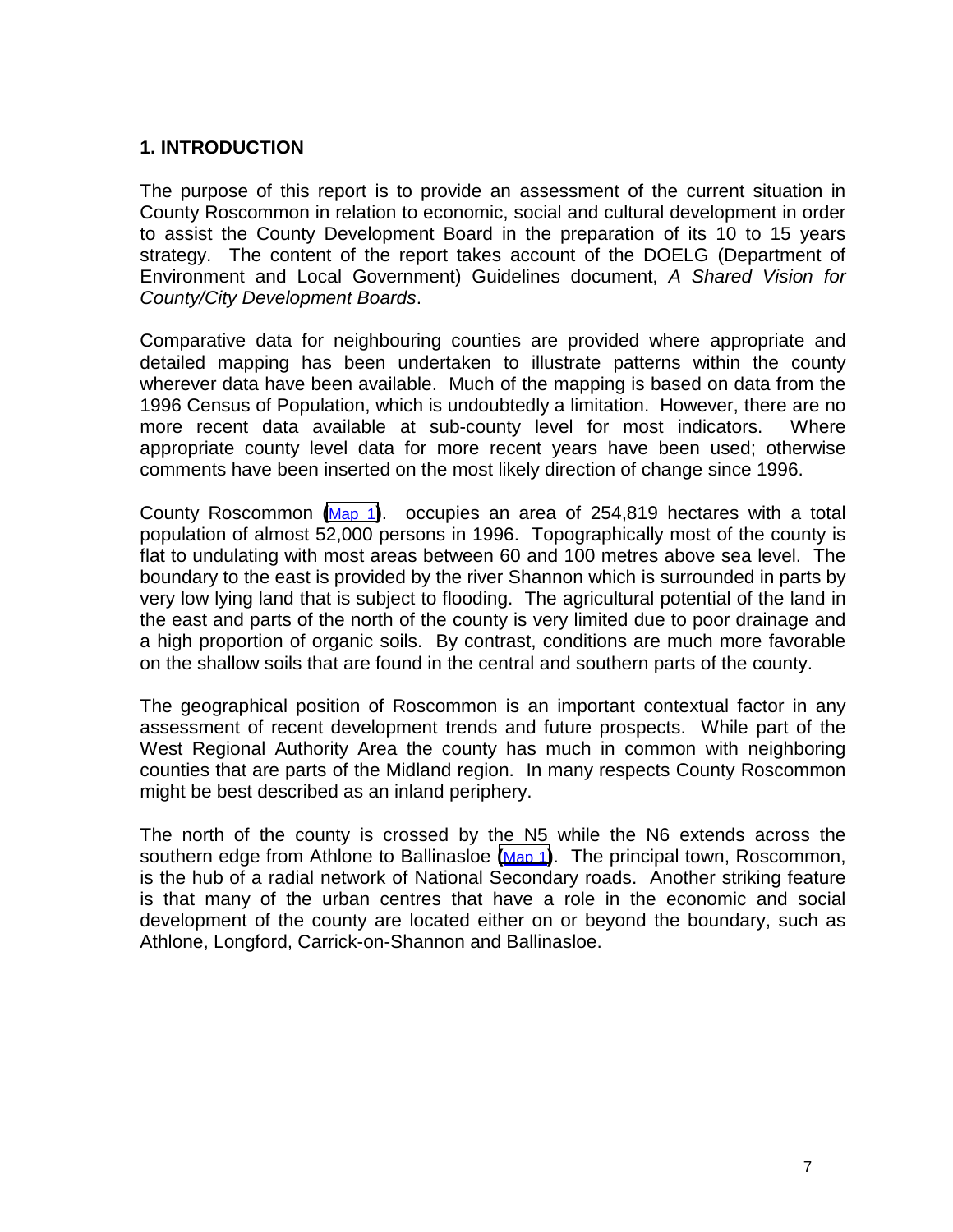# 1. INTRODUCTION

The purpose of this report is to provide an assessment of the current situation in County Roscommon in relation to economic, social and cultural development in order to assist the County Development Board in the preparation of its 10 to 15 years strategy. The content of the report takes account of the DOELG (Department of Environment and Local Government) Guidelines document, *A Shared Vision for County/City Development Boards*.

Comparative data for neighbouring counties are provided where appropriate and detailed mapping has been undertaken to illustrate patterns within the county wherever data have been available. Much of the mapping is based on data from the 1996 Census of Population, which is undoubtedly a limitation. However, there are no more recent data available at sub-county level for most indicators. Where appropriate county level data for more recent years have been used; otherwise comments have been inserted on the most likely direction of change since 1996.

County Roscommon (Map 1). occupies an area of 254,819 hectares with a total population of almost 52,000 persons in 1996. Topographically most of the county is flat to undulating with most areas between 60 and 100 metres above sea level. The boundary to the east is provided by the river Shannon which is surrounded in parts by very low lying land that is subject to flooding. The agricultural potential of the land in the east and parts of the north of the county is very limited due to poor drainage and a high proportion of organic soils. By contrast, conditions are much more favorable on the shallow soils that are found in the central and southern parts of the county.

The geographical position of Roscommon is an important contextual factor in any assessment of recent development trends and future prospects. While part of the West Regional Authority Area the county has much in common with neighboring counties that are parts of the Midland region. In many respects County Roscommon might be best described as an inland periphery.

The north of the county is crossed by the N5 while the N6 extends across the southern edge from Athlone to Ballinasloe (Map 1). The principal town, Roscommon, is the hub of a radial network of National Secondary roads. Another striking feature is that many of the urban centres that have a role in the economic and social development of the county are located either on or beyond the boundary, such as Athlone, Longford, Carrick-on-Shannon and Ballinasloe.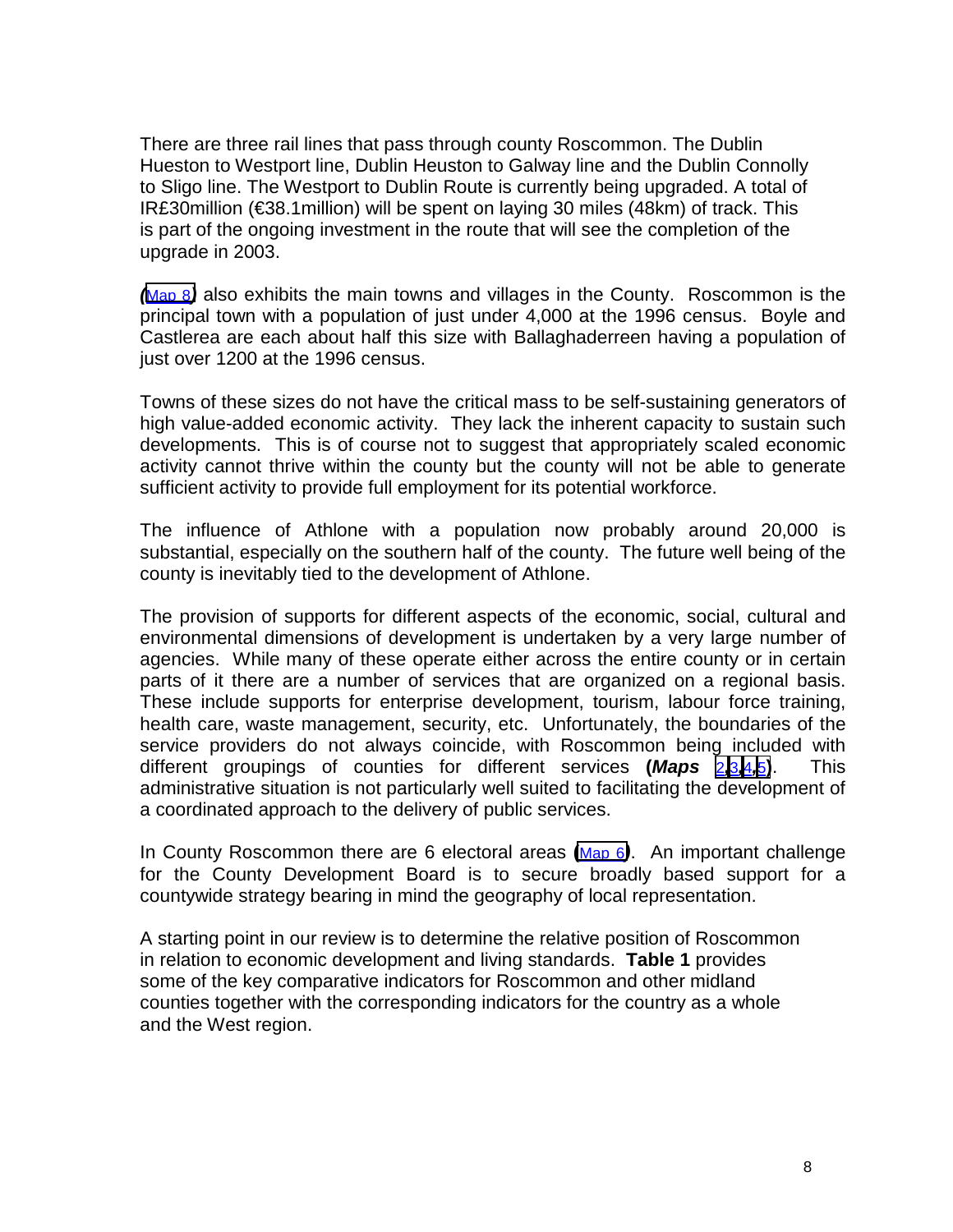There are three rail lines that pass through county Roscommon. The Dublin Hueston to Westport line, Dublin Heuston to Galway line and the Dublin Connolly to Sligo line. The Westport to Dublin Route is currently being upgraded. A total of IR£30million (€38.1million) will be spent on laying 30 miles (48km) of track. This is part of the ongoing investment in the route that will see the completion of the upgrade in 2003.

*(*Map 8*)* also exhibits the main towns and villages in the County. Roscommon is the principal town with a population of just under 4,000 at the 1996 census. Boyle and Castlerea are each about half this size with Ballaghaderreen having a population of just over 1200 at the 1996 census.

Towns of these sizes do not have the critical mass to be self-sustaining generators of high value-added economic activity. They lack the inherent capacity to sustain such developments. This is of course not to suggest that appropriately scaled economic activity cannot thrive within the county but the county will not be able to generate sufficient activity to provide full employment for its potential workforce.

The influence of Athlone with a population now probably around 20,000 is substantial, especially on the southern half of the county. The future well being of the county is inevitably tied to the development of Athlone.

The provision of supports for different aspects of the economic, social, cultural and environmental dimensions of development is undertaken by a very large number of agencies. While many of these operate either across the entire county or in certain parts of it there are a number of services that are organized on a regional basis. These include supports for enterprise development, tourism, labour force training, health care, waste management, security, etc. Unfortunately, the boundaries of the service providers do not always coincide, with Roscommon being included with different groupings of counties for different services **(*Maps* 2,3,4,5)**. This administrative situation is not particularly well suited to facilitating the development of a coordinated approach to the delivery of public services.

In County Roscommon there are 6 electoral areas **(**Map 6**)**. An important challenge for the County Development Board is to secure broadly based support for a countywide strategy bearing in mind the geography of local representation.

A starting point in our review is to determine the relative position of Roscommon in relation to economic development and living standards. **Table 1** provides some of the key comparative indicators for Roscommon and other midland counties together with the corresponding indicators for the country as a whole and the West region.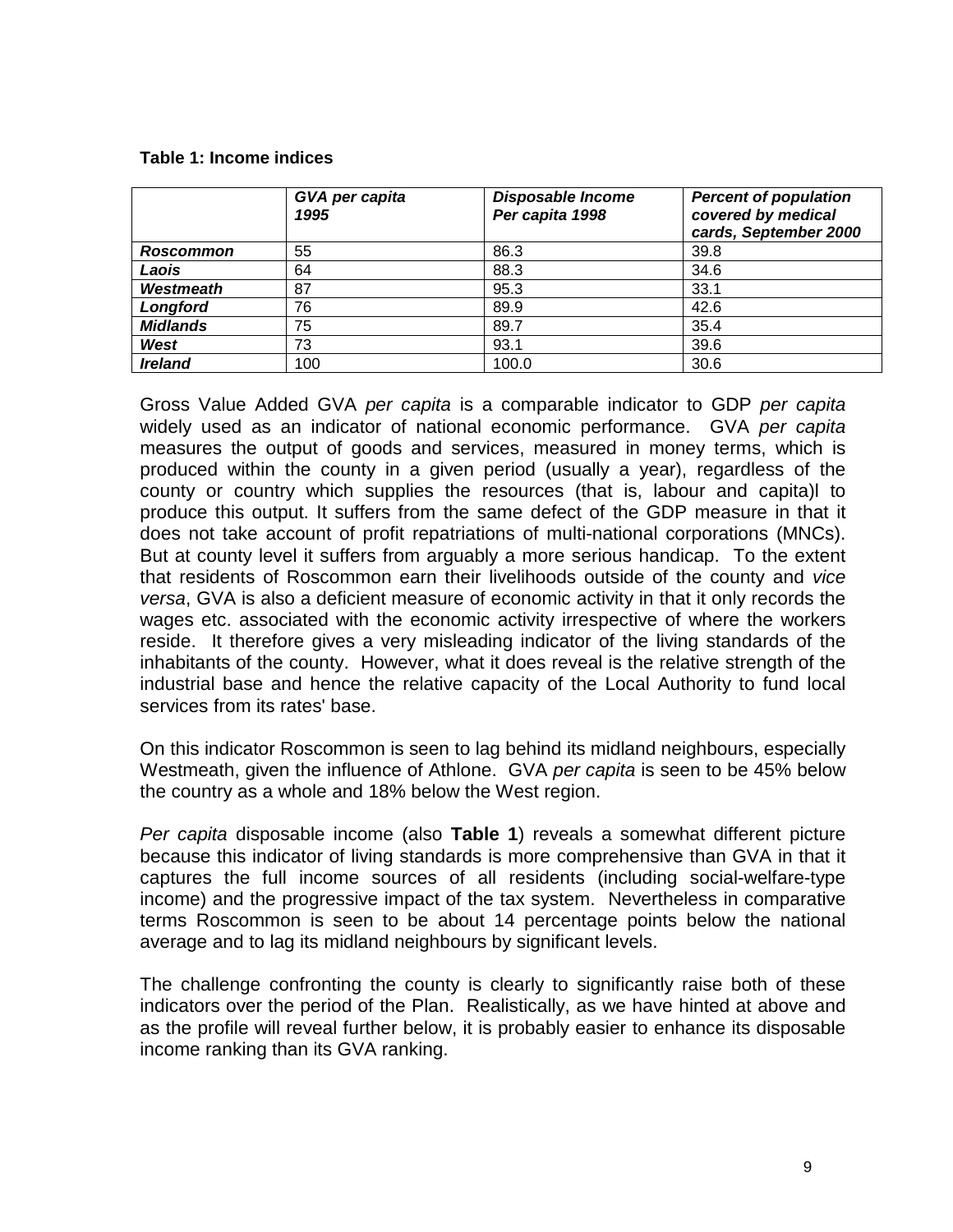**Table 1: Income indices**

| | *GVA per capita 1995* | *Disposable Income Per capita 1998* | *Percent of population covered by medical cards, September 2000* |
|---|---|---|---|
| ***Roscommon*** | 55 | 86.3 | 39.8 |
| ***Laois*** | 64 | 88.3 | 34.6 |
| ***Westmeath*** | 87 | 95.3 | 33.1 |
| ***Longford*** | 76 | 89.9 | 42.6 |
| ***Midlands*** | 75 | 89.7 | 35.4 |
| ***West*** | 73 | 93.1 | 39.6 |
| ***Ireland*** | 100 | 100.0 | 30.6 |

Gross Value Added GVA *per capita* is a comparable indicator to GDP *per capita* widely used as an indicator of national economic performance. GVA *per capita* measures the output of goods and services, measured in money terms, which is produced within the county in a given period (usually a year), regardless of the county or country which supplies the resources (that is, labour and capita)l to produce this output. It suffers from the same defect of the GDP measure in that it does not take account of profit repatriations of multi-national corporations (MNCs). But at county level it suffers from arguably a more serious handicap. To the extent that residents of Roscommon earn their livelihoods outside of the county and *vice versa*, GVA is also a deficient measure of economic activity in that it only records the wages etc. associated with the economic activity irrespective of where the workers reside. It therefore gives a very misleading indicator of the living standards of the inhabitants of the county. However, what it does reveal is the relative strength of the industrial base and hence the relative capacity of the Local Authority to fund local services from its rates' base.

On this indicator Roscommon is seen to lag behind its midland neighbours, especially Westmeath, given the influence of Athlone. GVA *per capita* is seen to be 45% below the country as a whole and 18% below the West region.

*Per capita* disposable income (also **Table 1**) reveals a somewhat different picture because this indicator of living standards is more comprehensive than GVA in that it captures the full income sources of all residents (including social-welfare-type income) and the progressive impact of the tax system. Nevertheless in comparative terms Roscommon is seen to be about 14 percentage points below the national average and to lag its midland neighbours by significant levels.

The challenge confronting the county is clearly to significantly raise both of these indicators over the period of the Plan. Realistically, as we have hinted at above and as the profile will reveal further below, it is probably easier to enhance its disposable income ranking than its GVA ranking.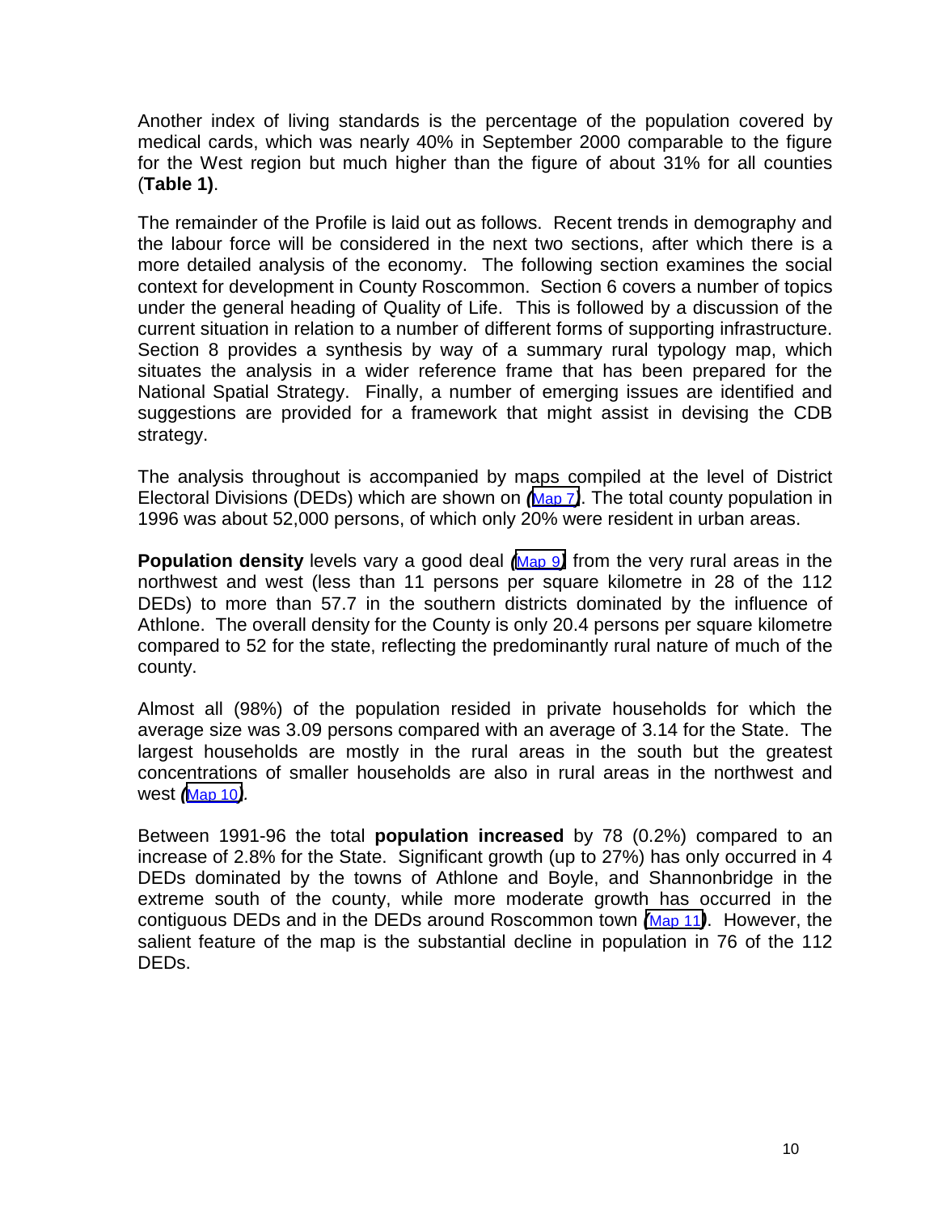Another index of living standards is the percentage of the population covered by medical cards, which was nearly 40% in September 2000 comparable to the figure for the West region but much higher than the figure of about 31% for all counties (**Table 1)**.

The remainder of the Profile is laid out as follows. Recent trends in demography and the labour force will be considered in the next two sections, after which there is a more detailed analysis of the economy. The following section examines the social context for development in County Roscommon. Section 6 covers a number of topics under the general heading of Quality of Life. This is followed by a discussion of the current situation in relation to a number of different forms of supporting infrastructure. Section 8 provides a synthesis by way of a summary rural typology map, which situates the analysis in a wider reference frame that has been prepared for the National Spatial Strategy. Finally, a number of emerging issues are identified and suggestions are provided for a framework that might assist in devising the CDB strategy.

The analysis throughout is accompanied by maps compiled at the level of District Electoral Divisions (DEDs) which are shown on (Map 7). The total county population in 1996 was about 52,000 persons, of which only 20% were resident in urban areas.

**Population density** levels vary a good deal (Map 9) from the very rural areas in the northwest and west (less than 11 persons per square kilometre in 28 of the 112 DEDs) to more than 57.7 in the southern districts dominated by the influence of Athlone. The overall density for the County is only 20.4 persons per square kilometre compared to 52 for the state, reflecting the predominantly rural nature of much of the county.

Almost all (98%) of the population resided in private households for which the average size was 3.09 persons compared with an average of 3.14 for the State. The largest households are mostly in the rural areas in the south but the greatest concentrations of smaller households are also in rural areas in the northwest and west (Map 10).

Between 1991-96 the total **population increased** by 78 (0.2%) compared to an increase of 2.8% for the State. Significant growth (up to 27%) has only occurred in 4 DEDs dominated by the towns of Athlone and Boyle, and Shannonbridge in the extreme south of the county, while more moderate growth has occurred in the contiguous DEDs and in the DEDs around Roscommon town (Map 11). However, the salient feature of the map is the substantial decline in population in 76 of the 112 DEDs.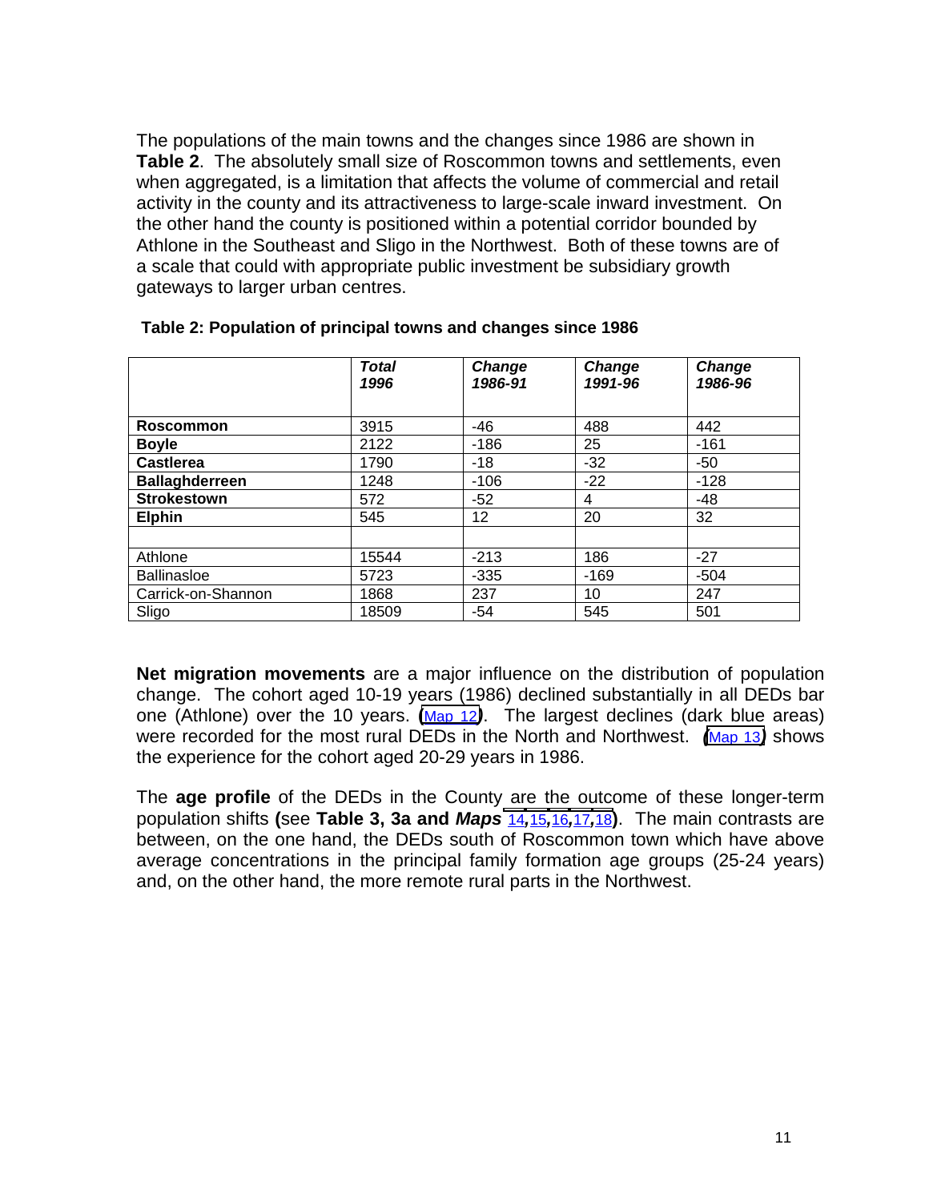The populations of the main towns and the changes since 1986 are shown in **Table 2**. The absolutely small size of Roscommon towns and settlements, even when aggregated, is a limitation that affects the volume of commercial and retail activity in the county and its attractiveness to large-scale inward investment. On the other hand the county is positioned within a potential corridor bounded by Athlone in the Southeast and Sligo in the Northwest. Both of these towns are of a scale that could with appropriate public investment be subsidiary growth gateways to larger urban centres.

**Table 2: Population of principal towns and changes since 1986**

| | ***Total 1996*** | ***Change 1986-91*** | ***Change 1991-96*** | ***Change 1986-96*** |
|---|---|---|---|---|
| **Roscommon** | 3915 | -46 | 488 | 442 |
| **Boyle** | 2122 | -186 | 25 | -161 |
| **Castlerea** | 1790 | -18 | -32 | -50 |
| **Ballaghderreen** | 1248 | -106 | -22 | -128 |
| **Strokestown** | 572 | -52 | 4 | -48 |
| **Elphin** | 545 | 12 | 20 | 32 |
| | | | | |
| Athlone | 15544 | -213 | 186 | -27 |
| Ballinasloe | 5723 | -335 | -169 | -504 |
| Carrick-on-Shannon | 1868 | 237 | 10 | 247 |
| Sligo | 18509 | -54 | 545 | 501 |

**Net migration movements** are a major influence on the distribution of population change. The cohort aged 10-19 years (1986) declined substantially in all DEDs bar one (Athlone) over the 10 years. **(**Map 12**)**. The largest declines (dark blue areas) were recorded for the most rural DEDs in the North and Northwest. **(**Map 13**)** shows the experience for the cohort aged 20-29 years in 1986.

The **age profile** of the DEDs in the County are the outcome of these longer-term population shifts **(**see **Table 3, 3a and *Maps*** 14**,**15**,**16**,**17**,**18**)**. The main contrasts are between, on the one hand, the DEDs south of Roscommon town which have above average concentrations in the principal family formation age groups (25-24 years) and, on the other hand, the more remote rural parts in the Northwest.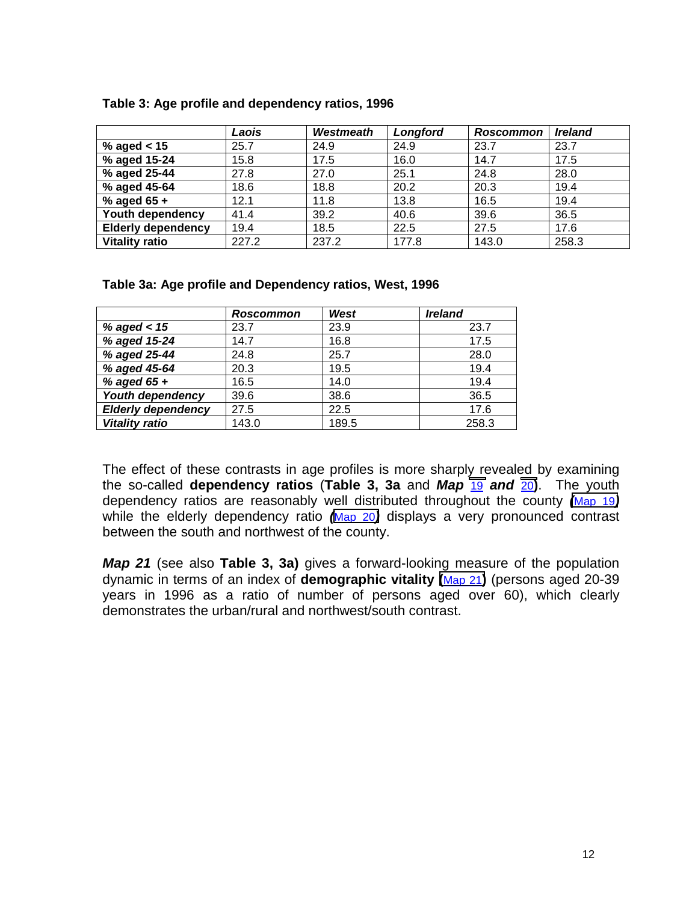**Table 3: Age profile and dependency ratios, 1996**

| | *Laois* | *Westmeath* | *Longford* | *Roscommon* | *Ireland* |
|---|---|---|---|---|---|
| **% aged < 15** | 25.7 | 24.9 | 24.9 | 23.7 | 23.7 |
| **% aged 15-24** | 15.8 | 17.5 | 16.0 | 14.7 | 17.5 |
| **% aged 25-44** | 27.8 | 27.0 | 25.1 | 24.8 | 28.0 |
| **% aged 45-64** | 18.6 | 18.8 | 20.2 | 20.3 | 19.4 |
| **% aged 65 +** | 12.1 | 11.8 | 13.8 | 16.5 | 19.4 |
| **Youth dependency** | 41.4 | 39.2 | 40.6 | 39.6 | 36.5 |
| **Elderly dependency** | 19.4 | 18.5 | 22.5 | 27.5 | 17.6 |
| **Vitality ratio** | 227.2 | 237.2 | 177.8 | 143.0 | 258.3 |

**Table 3a: Age profile and Dependency ratios, West, 1996**

| | *Roscommon* | *West* | *Ireland* |
|---|---|---|---|
| ***% aged < 15*** | 23.7 | 23.9 | 23.7 |
| ***% aged 15-24*** | 14.7 | 16.8 | 17.5 |
| ***% aged 25-44*** | 24.8 | 25.7 | 28.0 |
| ***% aged 45-64*** | 20.3 | 19.5 | 19.4 |
| ***% aged 65 +*** | 16.5 | 14.0 | 19.4 |
| ***Youth dependency*** | 39.6 | 38.6 | 36.5 |
| ***Elderly dependency*** | 27.5 | 22.5 | 17.6 |
| ***Vitality ratio*** | 143.0 | 189.5 | 258.3 |

The effect of these contrasts in age profiles is more sharply revealed by examining the so-called **dependency ratios** (**Table 3, 3a** and ***Map*** 19 ***and*** 20). The youth dependency ratios are reasonably well distributed throughout the county (Map 19) while the elderly dependency ratio (Map 20) displays a very pronounced contrast between the south and northwest of the county.

***Map 21*** (see also **Table 3, 3a)** gives a forward-looking measure of the population dynamic in terms of an index of **demographic vitality** (Map 21) (persons aged 20-39 years in 1996 as a ratio of number of persons aged over 60), which clearly demonstrates the urban/rural and northwest/south contrast.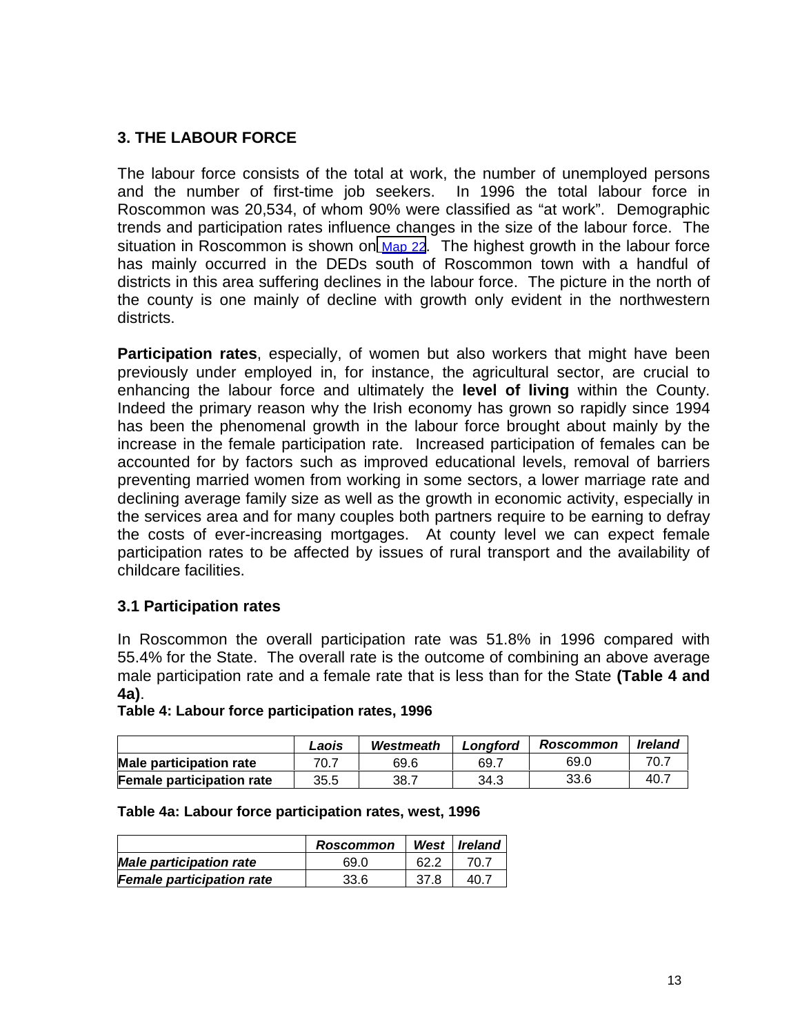## 3. THE LABOUR FORCE

The labour force consists of the total at work, the number of unemployed persons and the number of first-time job seekers. In 1996 the total labour force in Roscommon was 20,534, of whom 90% were classified as "at work". Demographic trends and participation rates influence changes in the size of the labour force. The situation in Roscommon is shown on Map 22. The highest growth in the labour force has mainly occurred in the DEDs south of Roscommon town with a handful of districts in this area suffering declines in the labour force. The picture in the north of the county is one mainly of decline with growth only evident in the northwestern districts.

**Participation rates**, especially, of women but also workers that might have been previously under employed in, for instance, the agricultural sector, are crucial to enhancing the labour force and ultimately the **level of living** within the County. Indeed the primary reason why the Irish economy has grown so rapidly since 1994 has been the phenomenal growth in the labour force brought about mainly by the increase in the female participation rate. Increased participation of females can be accounted for by factors such as improved educational levels, removal of barriers preventing married women from working in some sectors, a lower marriage rate and declining average family size as well as the growth in economic activity, especially in the services area and for many couples both partners require to be earning to defray the costs of ever-increasing mortgages. At county level we can expect female participation rates to be affected by issues of rural transport and the availability of childcare facilities.

### 3.1 Participation rates

In Roscommon the overall participation rate was 51.8% in 1996 compared with 55.4% for the State. The overall rate is the outcome of combining an above average male participation rate and a female rate that is less than for the State **(Table 4 and 4a)**.

**Table 4: Labour force participation rates, 1996**

| | *Laois* | *Westmeath* | *Longford* | *Roscommon* | *Ireland* |
|---|---|---|---|---|---|
| **Male participation rate** | 70.7 | 69.6 | 69.7 | 69.0 | 70.7 |
| **Female participation rate** | 35.5 | 38.7 | 34.3 | 33.6 | 40.7 |

**Table 4a: Labour force participation rates, west, 1996**

| | *Roscommon* | *West* | *Ireland* |
|---|---|---|---|
| ***Male participation rate*** | 69.0 | 62.2 | 70.7 |
| ***Female participation rate*** | 33.6 | 37.8 | 40.7 |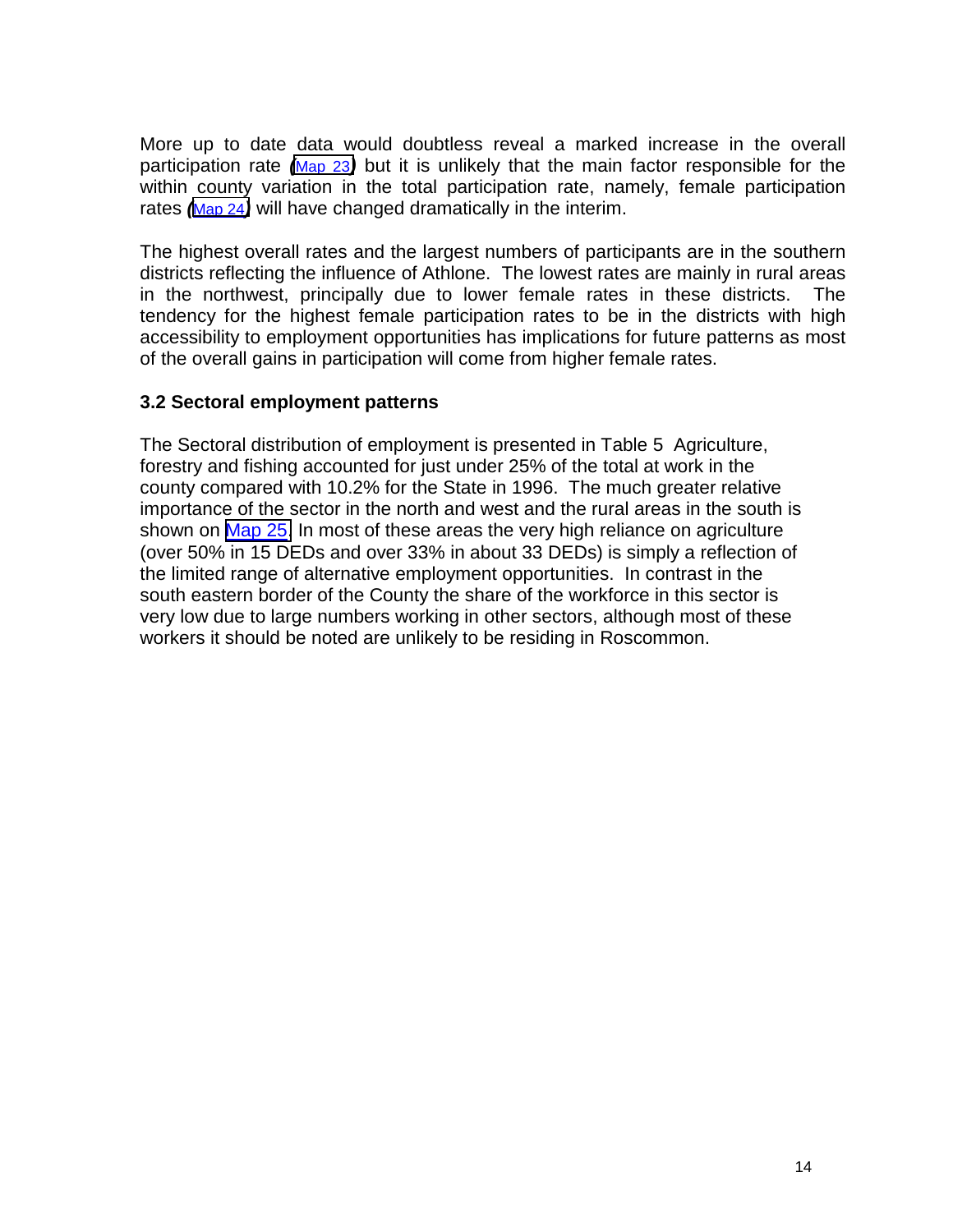More up to date data would doubtless reveal a marked increase in the overall participation rate (Map 23) but it is unlikely that the main factor responsible for the within county variation in the total participation rate, namely, female participation rates (Map 24) will have changed dramatically in the interim.

The highest overall rates and the largest numbers of participants are in the southern districts reflecting the influence of Athlone. The lowest rates are mainly in rural areas in the northwest, principally due to lower female rates in these districts. The tendency for the highest female participation rates to be in the districts with high accessibility to employment opportunities has implications for future patterns as most of the overall gains in participation will come from higher female rates.

### 3.2 Sectoral employment patterns

The Sectoral distribution of employment is presented in Table 5 Agriculture, forestry and fishing accounted for just under 25% of the total at work in the county compared with 10.2% for the State in 1996. The much greater relative importance of the sector in the north and west and the rural areas in the south is shown on Map 25. In most of these areas the very high reliance on agriculture (over 50% in 15 DEDs and over 33% in about 33 DEDs) is simply a reflection of the limited range of alternative employment opportunities. In contrast in the south eastern border of the County the share of the workforce in this sector is very low due to large numbers working in other sectors, although most of these workers it should be noted are unlikely to be residing in Roscommon.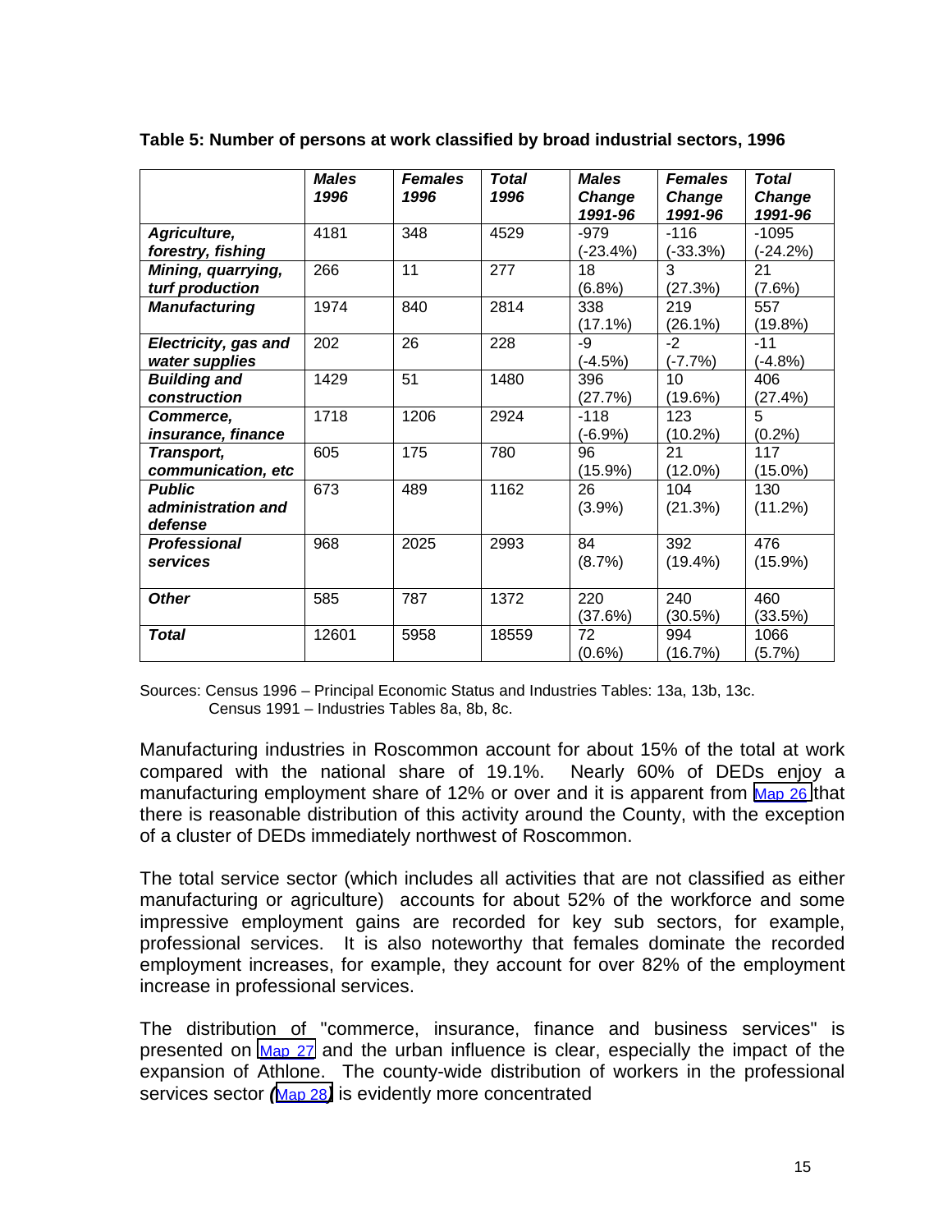**Table 5: Number of persons at work classified by broad industrial sectors, 1996**

| | *Males 1996* | *Females 1996* | *Total 1996* | *Males Change 1991-96* | *Females Change 1991-96* | *Total Change 1991-96* |
|---|---|---|---|---|---|---|
| ***Agriculture, forestry, fishing*** | 4181 | 348 | 4529 | -979 (-23.4%) | -116 (-33.3%) | -1095 (-24.2%) |
| ***Mining, quarrying, turf production*** | 266 | 11 | 277 | 18 (6.8%) | 3 (27.3%) | 21 (7.6%) |
| ***Manufacturing*** | 1974 | 840 | 2814 | 338 (17.1%) | 219 (26.1%) | 557 (19.8%) |
| ***Electricity, gas and water supplies*** | 202 | 26 | 228 | -9 (-4.5%) | -2 (-7.7%) | -11 (-4.8%) |
| ***Building and construction*** | 1429 | 51 | 1480 | 396 (27.7%) | 10 (19.6%) | 406 (27.4%) |
| ***Commerce, insurance, finance*** | 1718 | 1206 | 2924 | -118 (-6.9%) | 123 (10.2%) | 5 (0.2%) |
| ***Transport, communication, etc*** | 605 | 175 | 780 | 96 (15.9%) | 21 (12.0%) | 117 (15.0%) |
| ***Public administration and defense*** | 673 | 489 | 1162 | 26 (3.9%) | 104 (21.3%) | 130 (11.2%) |
| ***Professional services*** | 968 | 2025 | 2993 | 84 (8.7%) | 392 (19.4%) | 476 (15.9%) |
| ***Other*** | 585 | 787 | 1372 | 220 (37.6%) | 240 (30.5%) | 460 (33.5%) |
| ***Total*** | 12601 | 5958 | 18559 | 72 (0.6%) | 994 (16.7%) | 1066 (5.7%) |

Sources: Census 1996 – Principal Economic Status and Industries Tables: 13a, 13b, 13c.
Census 1991 – Industries Tables 8a, 8b, 8c.

Manufacturing industries in Roscommon account for about 15% of the total at work compared with the national share of 19.1%. Nearly 60% of DEDs enjoy a manufacturing employment share of 12% or over and it is apparent from Map 26 that there is reasonable distribution of this activity around the County, with the exception of a cluster of DEDs immediately northwest of Roscommon.

The total service sector (which includes all activities that are not classified as either manufacturing or agriculture) accounts for about 52% of the workforce and some impressive employment gains are recorded for key sub sectors, for example, professional services. It is also noteworthy that females dominate the recorded employment increases, for example, they account for over 82% of the employment increase in professional services.

The distribution of "commerce, insurance, finance and business services" is presented on Map 27 and the urban influence is clear, especially the impact of the expansion of Athlone. The county-wide distribution of workers in the professional services sector (Map 28) is evidently more concentrated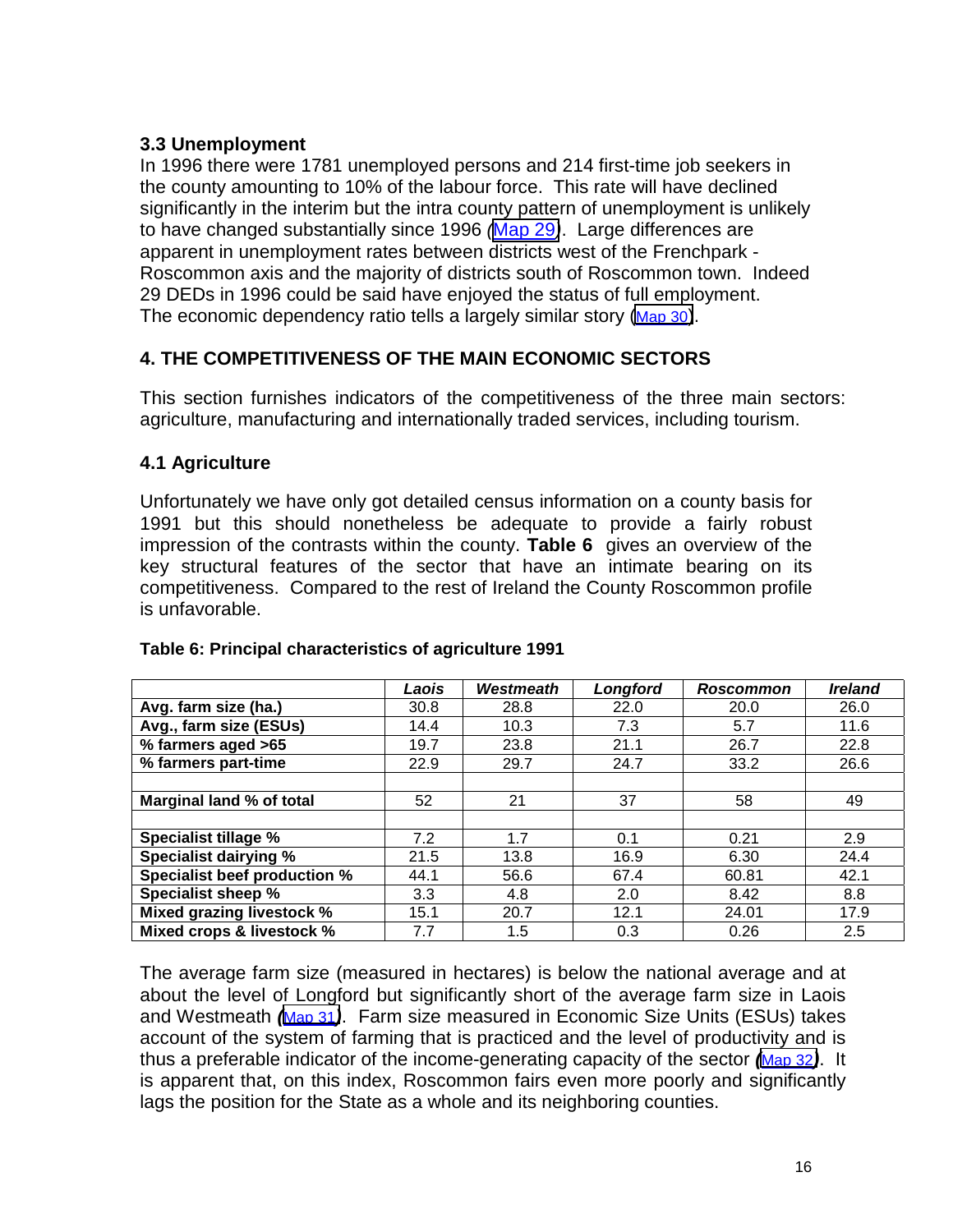### 3.3 Unemployment

In 1996 there were 1781 unemployed persons and 214 first-time job seekers in the county amounting to 10% of the labour force. This rate will have declined significantly in the interim but the intra county pattern of unemployment is unlikely to have changed substantially since 1996 (Map 29). Large differences are apparent in unemployment rates between districts west of the Frenchpark - Roscommon axis and the majority of districts south of Roscommon town. Indeed 29 DEDs in 1996 could be said have enjoyed the status of full employment. The economic dependency ratio tells a largely similar story (Map 30).

## 4. THE COMPETITIVENESS OF THE MAIN ECONOMIC SECTORS

This section furnishes indicators of the competitiveness of the three main sectors: agriculture, manufacturing and internationally traded services, including tourism.

### 4.1 Agriculture

Unfortunately we have only got detailed census information on a county basis for 1991 but this should nonetheless be adequate to provide a fairly robust impression of the contrasts within the county. **Table 6** gives an overview of the key structural features of the sector that have an intimate bearing on its competitiveness. Compared to the rest of Ireland the County Roscommon profile is unfavorable.

**Table 6: Principal characteristics of agriculture 1991**

| | *Laois* | *Westmeath* | *Longford* | *Roscommon* | *Ireland* |
|---|---|---|---|---|---|
| **Avg. farm size (ha.)** | 30.8 | 28.8 | 22.0 | 20.0 | 26.0 |
| **Avg., farm size (ESUs)** | 14.4 | 10.3 | 7.3 | 5.7 | 11.6 |
| **% farmers aged >65** | 19.7 | 23.8 | 21.1 | 26.7 | 22.8 |
| **% farmers part-time** | 22.9 | 29.7 | 24.7 | 33.2 | 26.6 |
| | | | | | |
| **Marginal land % of total** | 52 | 21 | 37 | 58 | 49 |
| | | | | | |
| **Specialist tillage %** | 7.2 | 1.7 | 0.1 | 0.21 | 2.9 |
| **Specialist dairying %** | 21.5 | 13.8 | 16.9 | 6.30 | 24.4 |
| **Specialist beef production %** | 44.1 | 56.6 | 67.4 | 60.81 | 42.1 |
| **Specialist sheep %** | 3.3 | 4.8 | 2.0 | 8.42 | 8.8 |
| **Mixed grazing livestock %** | 15.1 | 20.7 | 12.1 | 24.01 | 17.9 |
| **Mixed crops & livestock %** | 7.7 | 1.5 | 0.3 | 0.26 | 2.5 |

The average farm size (measured in hectares) is below the national average and at about the level of Longford but significantly short of the average farm size in Laois and Westmeath (Map 31). Farm size measured in Economic Size Units (ESUs) takes account of the system of farming that is practiced and the level of productivity and is thus a preferable indicator of the income-generating capacity of the sector (Map 32). It is apparent that, on this index, Roscommon fairs even more poorly and significantly lags the position for the State as a whole and its neighboring counties.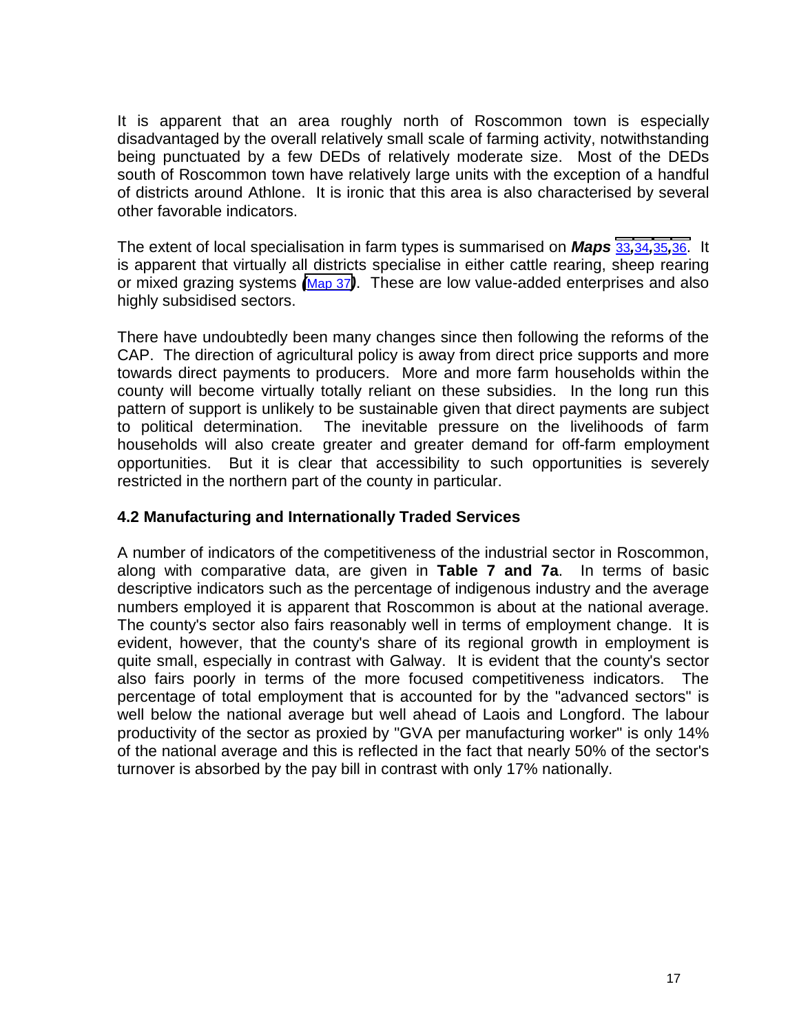It is apparent that an area roughly north of Roscommon town is especially disadvantaged by the overall relatively small scale of farming activity, notwithstanding being punctuated by a few DEDs of relatively moderate size. Most of the DEDs south of Roscommon town have relatively large units with the exception of a handful of districts around Athlone. It is ironic that this area is also characterised by several other favorable indicators.

The extent of local specialisation in farm types is summarised on ***Maps*** 33**,**34**,**35**,**36. It is apparent that virtually all districts specialise in either cattle rearing, sheep rearing or mixed grazing systems **(**Map 37**)**. These are low value-added enterprises and also highly subsidised sectors.

There have undoubtedly been many changes since then following the reforms of the CAP. The direction of agricultural policy is away from direct price supports and more towards direct payments to producers. More and more farm households within the county will become virtually totally reliant on these subsidies. In the long run this pattern of support is unlikely to be sustainable given that direct payments are subject to political determination. The inevitable pressure on the livelihoods of farm households will also create greater and greater demand for off-farm employment opportunities. But it is clear that accessibility to such opportunities is severely restricted in the northern part of the county in particular.

### 4.2 Manufacturing and Internationally Traded Services

A number of indicators of the competitiveness of the industrial sector in Roscommon, along with comparative data, are given in **Table 7 and 7a**. In terms of basic descriptive indicators such as the percentage of indigenous industry and the average numbers employed it is apparent that Roscommon is about at the national average. The county's sector also fairs reasonably well in terms of employment change. It is evident, however, that the county's share of its regional growth in employment is quite small, especially in contrast with Galway. It is evident that the county's sector also fairs poorly in terms of the more focused competitiveness indicators. The percentage of total employment that is accounted for by the "advanced sectors" is well below the national average but well ahead of Laois and Longford. The labour productivity of the sector as proxied by "GVA per manufacturing worker" is only 14% of the national average and this is reflected in the fact that nearly 50% of the sector's turnover is absorbed by the pay bill in contrast with only 17% nationally.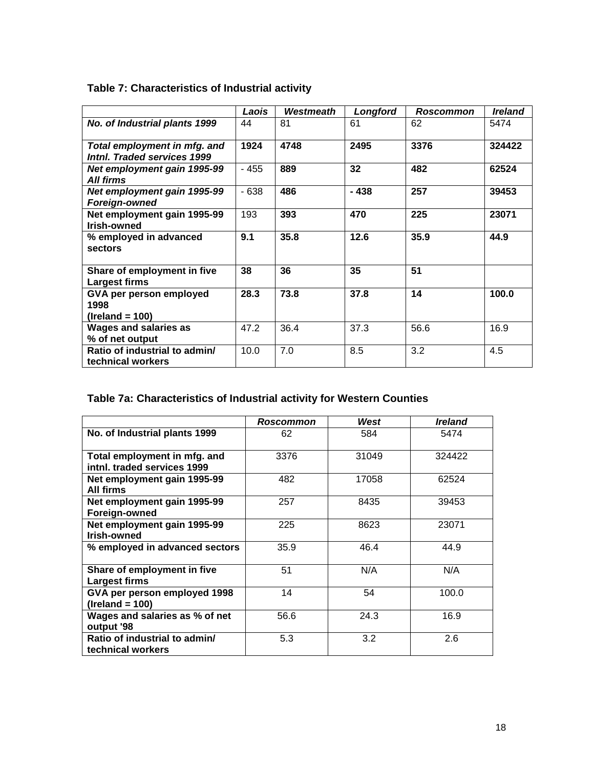**Table 7: Characteristics of Industrial activity**

| | *Laois* | *Westmeath* | *Longford* | *Roscommon* | *Ireland* |
|---|---|---|---|---|---|
| ***No. of Industrial plants 1999*** | 44 | 81 | 61 | 62 | 5474 |
| ***Total employment in mfg. and Intnl. Traded services 1999*** | **1924** | **4748** | **2495** | **3376** | **324422** |
| ***Net employment gain 1995-99 All firms*** | - 455 | **889** | **32** | **482** | **62524** |
| ***Net employment gain 1995-99 Foreign-owned*** | - 638 | **486** | **- 438** | **257** | **39453** |
| **Net employment gain 1995-99 Irish-owned** | 193 | **393** | **470** | **225** | **23071** |
| **% employed in advanced sectors** | **9.1** | **35.8** | **12.6** | **35.9** | **44.9** |
| **Share of employment in five Largest firms** | **38** | **36** | **35** | **51** | |
| **GVA per person employed 1998 (Ireland = 100)** | **28.3** | **73.8** | **37.8** | **14** | **100.0** |
| **Wages and salaries as % of net output** | 47.2 | 36.4 | 37.3 | 56.6 | 16.9 |
| **Ratio of industrial to admin/ technical workers** | 10.0 | 7.0 | 8.5 | 3.2 | 4.5 |

**Table 7a: Characteristics of Industrial activity for Western Counties**

| | *Roscommon* | *West* | *Ireland* |
|---|---|---|---|
| **No. of Industrial plants 1999** | 62 | 584 | 5474 |
| **Total employment in mfg. and intnl. traded services 1999** | 3376 | 31049 | 324422 |
| **Net employment gain 1995-99 All firms** | 482 | 17058 | 62524 |
| **Net employment gain 1995-99 Foreign-owned** | 257 | 8435 | 39453 |
| **Net employment gain 1995-99 Irish-owned** | 225 | 8623 | 23071 |
| **% employed in advanced sectors** | 35.9 | 46.4 | 44.9 |
| **Share of employment in five Largest firms** | 51 | N/A | N/A |
| **GVA per person employed 1998 (Ireland = 100)** | 14 | 54 | 100.0 |
| **Wages and salaries as % of net output '98** | 56.6 | 24.3 | 16.9 |
| **Ratio of industrial to admin/ technical workers** | 5.3 | 3.2 | 2.6 |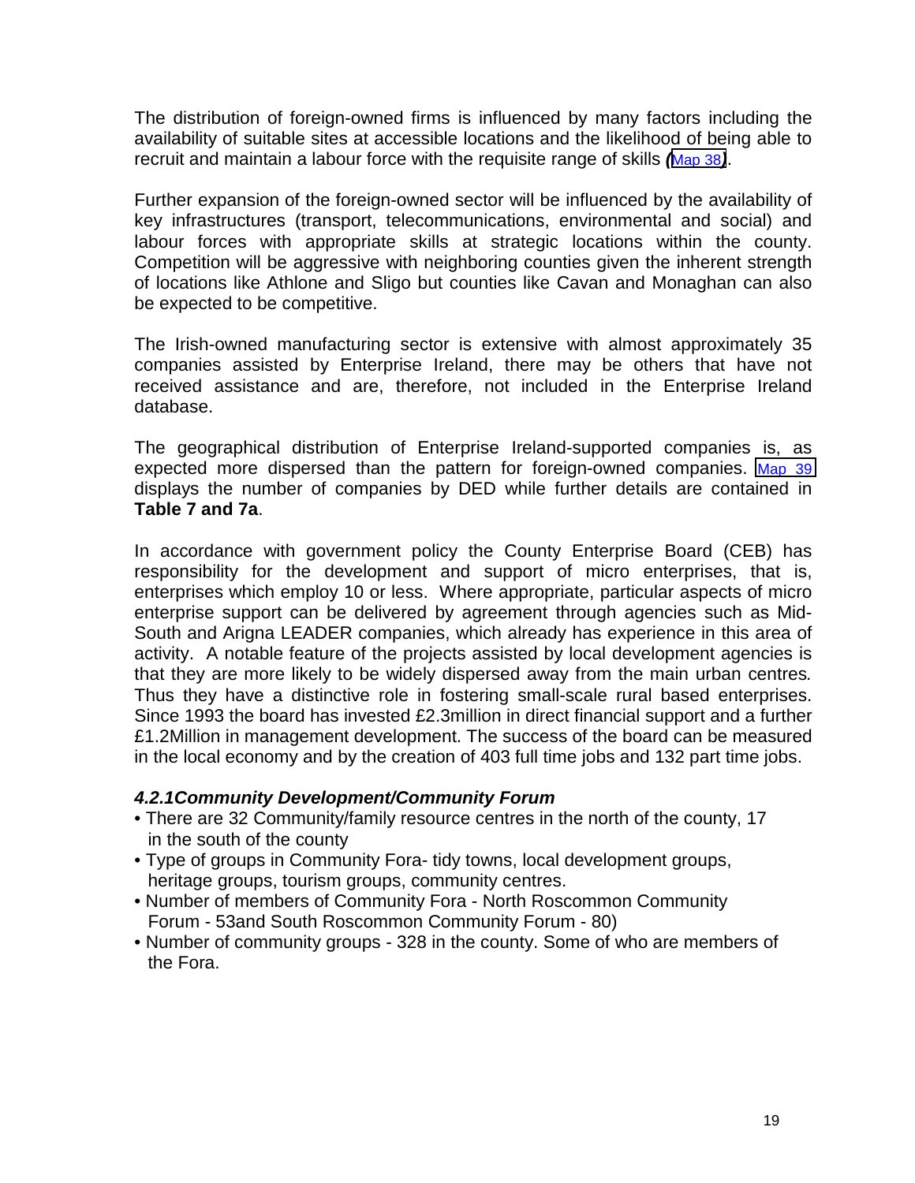The distribution of foreign-owned firms is influenced by many factors including the availability of suitable sites at accessible locations and the likelihood of being able to recruit and maintain a labour force with the requisite range of skills *(*Map 38*)*.

Further expansion of the foreign-owned sector will be influenced by the availability of key infrastructures (transport, telecommunications, environmental and social) and labour forces with appropriate skills at strategic locations within the county. Competition will be aggressive with neighboring counties given the inherent strength of locations like Athlone and Sligo but counties like Cavan and Monaghan can also be expected to be competitive.

The Irish-owned manufacturing sector is extensive with almost approximately 35 companies assisted by Enterprise Ireland, there may be others that have not received assistance and are, therefore, not included in the Enterprise Ireland database.

The geographical distribution of Enterprise Ireland-supported companies is, as expected more dispersed than the pattern for foreign-owned companies. Map 39 displays the number of companies by DED while further details are contained in **Table 7 and 7a**.

In accordance with government policy the County Enterprise Board (CEB) has responsibility for the development and support of micro enterprises, that is, enterprises which employ 10 or less. Where appropriate, particular aspects of micro enterprise support can be delivered by agreement through agencies such as Mid-South and Arigna LEADER companies, which already has experience in this area of activity. A notable feature of the projects assisted by local development agencies is that they are more likely to be widely dispersed away from the main urban centres*.* Thus they have a distinctive role in fostering small-scale rural based enterprises. Since 1993 the board has invested £2.3million in direct financial support and a further £1.2Million in management development. The success of the board can be measured in the local economy and by the creation of 403 full time jobs and 132 part time jobs.

#### *4.2.1Community Development/Community Forum*

- There are 32 Community/family resource centres in the north of the county, 17 in the south of the county
- Type of groups in Community Fora- tidy towns, local development groups, heritage groups, tourism groups, community centres.
- Number of members of Community Fora - North Roscommon Community Forum - 53and South Roscommon Community Forum - 80)
- Number of community groups - 328 in the county. Some of who are members of the Fora.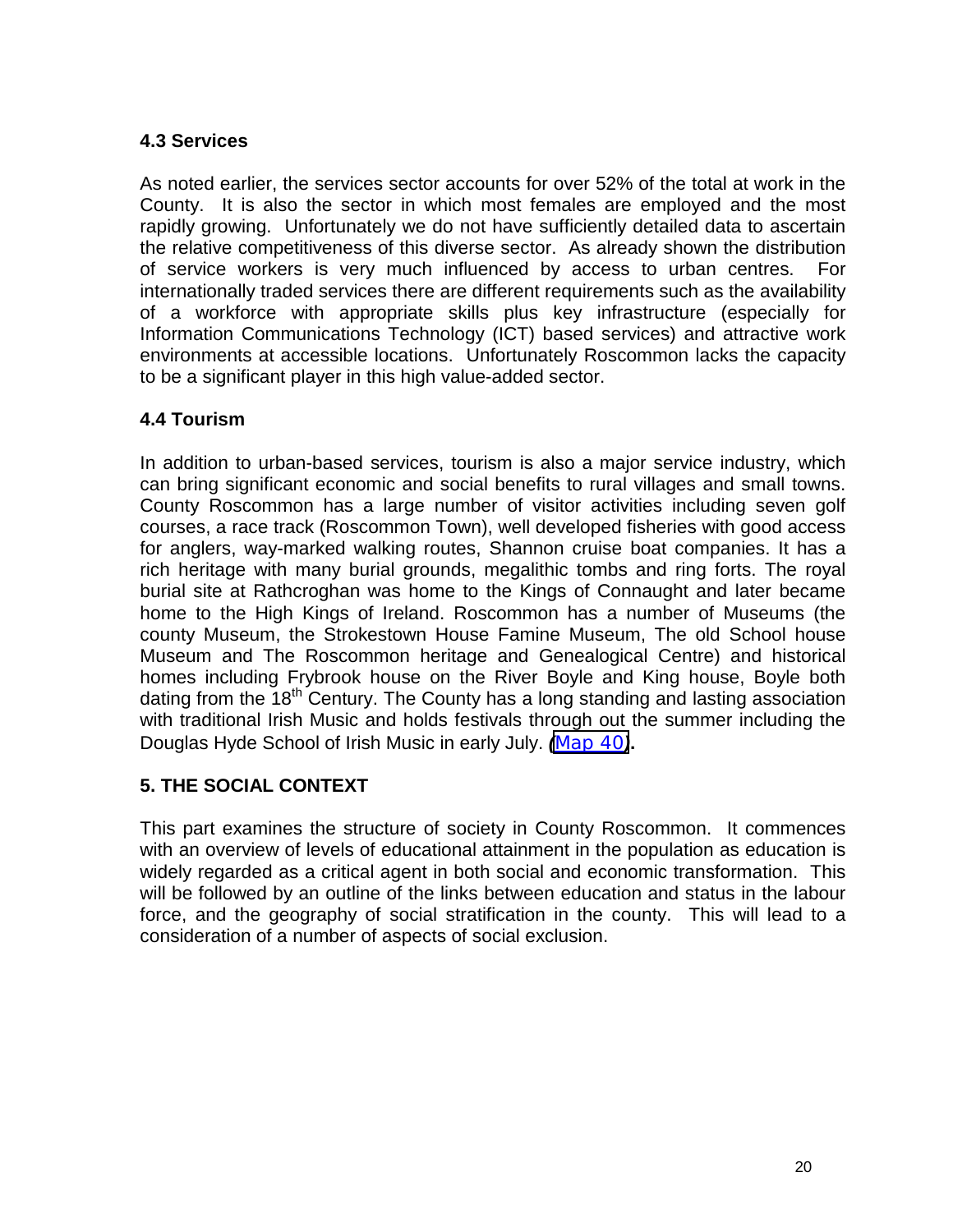### 4.3 Services

As noted earlier, the services sector accounts for over 52% of the total at work in the County. It is also the sector in which most females are employed and the most rapidly growing. Unfortunately we do not have sufficiently detailed data to ascertain the relative competitiveness of this diverse sector. As already shown the distribution of service workers is very much influenced by access to urban centres. For internationally traded services there are different requirements such as the availability of a workforce with appropriate skills plus key infrastructure (especially for Information Communications Technology (ICT) based services) and attractive work environments at accessible locations. Unfortunately Roscommon lacks the capacity to be a significant player in this high value-added sector.

### 4.4 Tourism

In addition to urban-based services, tourism is also a major service industry, which can bring significant economic and social benefits to rural villages and small towns. County Roscommon has a large number of visitor activities including seven golf courses, a race track (Roscommon Town), well developed fisheries with good access for anglers, way-marked walking routes, Shannon cruise boat companies. It has a rich heritage with many burial grounds, megalithic tombs and ring forts. The royal burial site at Rathcroghan was home to the Kings of Connaught and later became home to the High Kings of Ireland. Roscommon has a number of Museums (the county Museum, the Strokestown House Famine Museum, The old School house Museum and The Roscommon heritage and Genealogical Centre) and historical homes including Frybrook house on the River Boyle and King house, Boyle both dating from the 18th Century. The County has a long standing and lasting association with traditional Irish Music and holds festivals through out the summer including the Douglas Hyde School of Irish Music in early July. **(**Map 40**)**.

## 5. THE SOCIAL CONTEXT

This part examines the structure of society in County Roscommon. It commences with an overview of levels of educational attainment in the population as education is widely regarded as a critical agent in both social and economic transformation. This will be followed by an outline of the links between education and status in the labour force, and the geography of social stratification in the county. This will lead to a consideration of a number of aspects of social exclusion.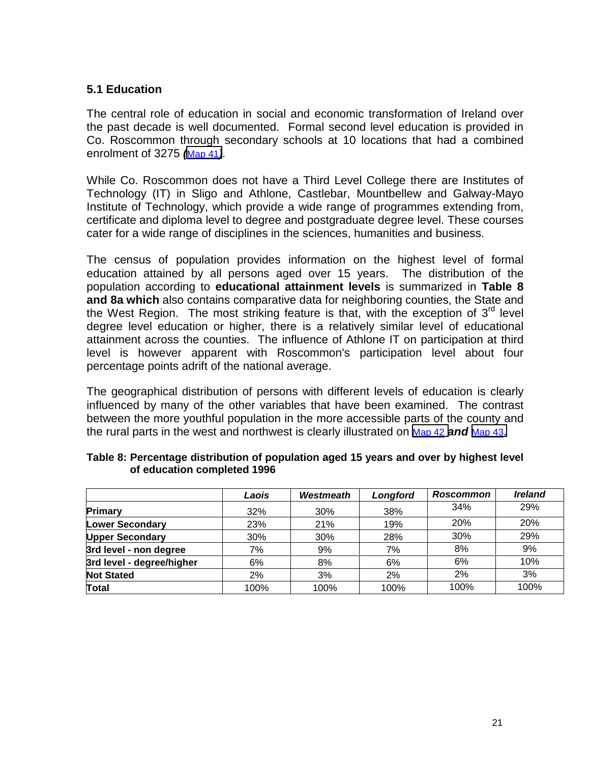## 5.1 Education

The central role of education in social and economic transformation of Ireland over the past decade is well documented. Formal second level education is provided in Co. Roscommon through secondary schools at 10 locations that had a combined enrolment of 3275 (Map 41).

While Co. Roscommon does not have a Third Level College there are Institutes of Technology (IT) in Sligo and Athlone, Castlebar, Mountbellew and Galway-Mayo Institute of Technology, which provide a wide range of programmes extending from, certificate and diploma level to degree and postgraduate degree level. These courses cater for a wide range of disciplines in the sciences, humanities and business.

The census of population provides information on the highest level of formal education attained by all persons aged over 15 years. The distribution of the population according to **educational attainment levels** is summarized in **Table 8 and 8a which** also contains comparative data for neighboring counties, the State and the West Region. The most striking feature is that, with the exception of 3rd level degree level education or higher, there is a relatively similar level of educational attainment across the counties. The influence of Athlone IT on participation at third level is however apparent with Roscommon's participation level about four percentage points adrift of the national average.

The geographical distribution of persons with different levels of education is clearly influenced by many of the other variables that have been examined. The contrast between the more youthful population in the more accessible parts of the county and the rural parts in the west and northwest is clearly illustrated on Map 42 ***and*** Map 43.

**Table 8: Percentage distribution of population aged 15 years and over by highest level of education completed 1996**

| | *Laois* | *Westmeath* | *Longford* | *Roscommon* | *Ireland* |
|---|---|---|---|---|---|
| **Primary** | 32% | 30% | 38% | 34% | 29% |
| **Lower Secondary** | 23% | 21% | 19% | 20% | 20% |
| **Upper Secondary** | 30% | 30% | 28% | 30% | 29% |
| **3rd level - non degree** | 7% | 9% | 7% | 8% | 9% |
| **3rd level - degree/higher** | 6% | 8% | 6% | 6% | 10% |
| **Not Stated** | 2% | 3% | 2% | 2% | 3% |
| **Total** | 100% | 100% | 100% | 100% | 100% |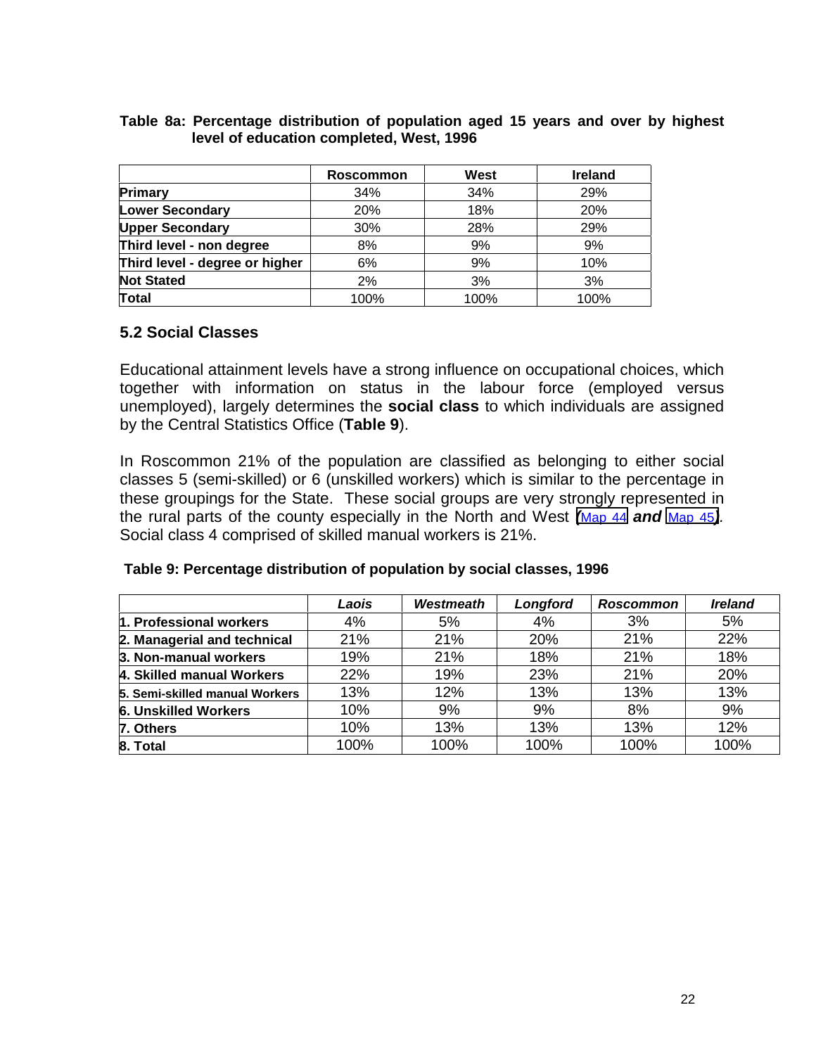**Table 8a: Percentage distribution of population aged 15 years and over by highest level of education completed, West, 1996**

| | Roscommon | West | Ireland |
|---|---|---|---|
| **Primary** | 34% | 34% | 29% |
| **Lower Secondary** | 20% | 18% | 20% |
| **Upper Secondary** | 30% | 28% | 29% |
| **Third level - non degree** | 8% | 9% | 9% |
| **Third level - degree or higher** | 6% | 9% | 10% |
| **Not Stated** | 2% | 3% | 3% |
| **Total** | 100% | 100% | 100% |

## 5.2 Social Classes

Educational attainment levels have a strong influence on occupational choices, which together with information on status in the labour force (employed versus unemployed), largely determines the **social class** to which individuals are assigned by the Central Statistics Office (**Table 9**).

In Roscommon 21% of the population are classified as belonging to either social classes 5 (semi-skilled) or 6 (unskilled workers) which is similar to the percentage in these groupings for the State. These social groups are very strongly represented in the rural parts of the county especially in the North and West ***(*Map 44 *and* Map 45*)***. Social class 4 comprised of skilled manual workers is 21%.

**Table 9: Percentage distribution of population by social classes, 1996**

| | *Laois* | *Westmeath* | *Longford* | *Roscommon* | *Ireland* |
|---|---|---|---|---|---|
| **1. Professional workers** | 4% | 5% | 4% | 3% | 5% |
| **2. Managerial and technical** | 21% | 21% | 20% | 21% | 22% |
| **3. Non-manual workers** | 19% | 21% | 18% | 21% | 18% |
| **4. Skilled manual Workers** | 22% | 19% | 23% | 21% | 20% |
| **5. Semi-skilled manual Workers** | 13% | 12% | 13% | 13% | 13% |
| **6. Unskilled Workers** | 10% | 9% | 9% | 8% | 9% |
| **7. Others** | 10% | 13% | 13% | 13% | 12% |
| **8. Total** | 100% | 100% | 100% | 100% | 100% |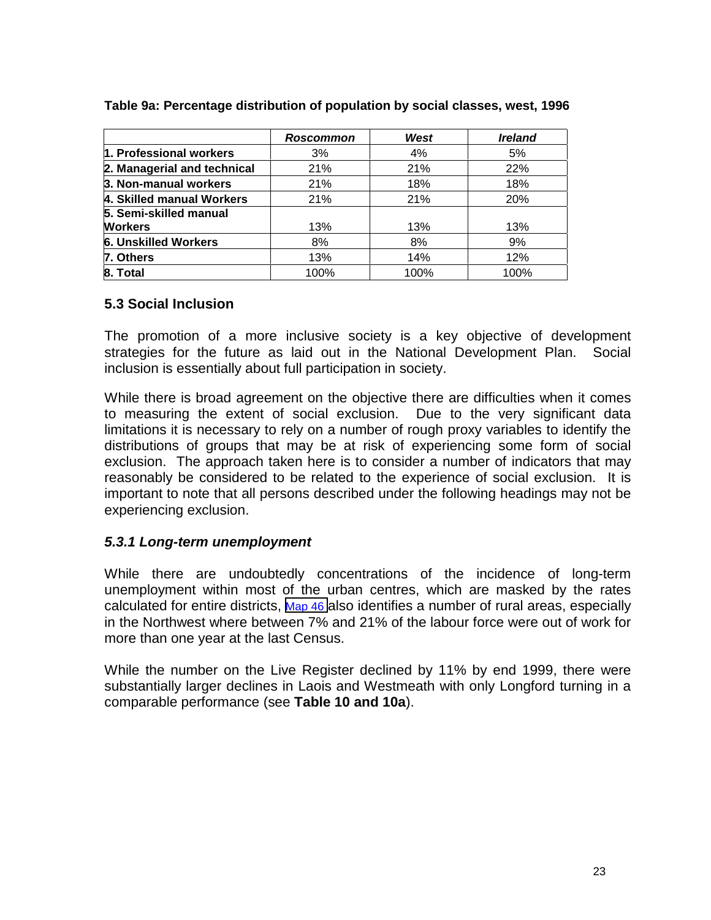**Table 9a: Percentage distribution of population by social classes, west, 1996**

| | *Roscommon* | *West* | *Ireland* |
|---|---|---|---|
| **1. Professional workers** | 3% | 4% | 5% |
| **2. Managerial and technical** | 21% | 21% | 22% |
| **3. Non-manual workers** | 21% | 18% | 18% |
| **4. Skilled manual Workers** | 21% | 21% | 20% |
| **5. Semi-skilled manual Workers** | 13% | 13% | 13% |
| **6. Unskilled Workers** | 8% | 8% | 9% |
| **7. Others** | 13% | 14% | 12% |
| **8. Total** | 100% | 100% | 100% |

## 5.3 Social Inclusion

The promotion of a more inclusive society is a key objective of development strategies for the future as laid out in the National Development Plan. Social inclusion is essentially about full participation in society.

While there is broad agreement on the objective there are difficulties when it comes to measuring the extent of social exclusion. Due to the very significant data limitations it is necessary to rely on a number of rough proxy variables to identify the distributions of groups that may be at risk of experiencing some form of social exclusion. The approach taken here is to consider a number of indicators that may reasonably be considered to be related to the experience of social exclusion. It is important to note that all persons described under the following headings may not be experiencing exclusion.

### *5.3.1 Long-term unemployment*

While there are undoubtedly concentrations of the incidence of long-term unemployment within most of the urban centres, which are masked by the rates calculated for entire districts, Map 46 also identifies a number of rural areas, especially in the Northwest where between 7% and 21% of the labour force were out of work for more than one year at the last Census.

While the number on the Live Register declined by 11% by end 1999, there were substantially larger declines in Laois and Westmeath with only Longford turning in a comparable performance (see **Table 10 and 10a**).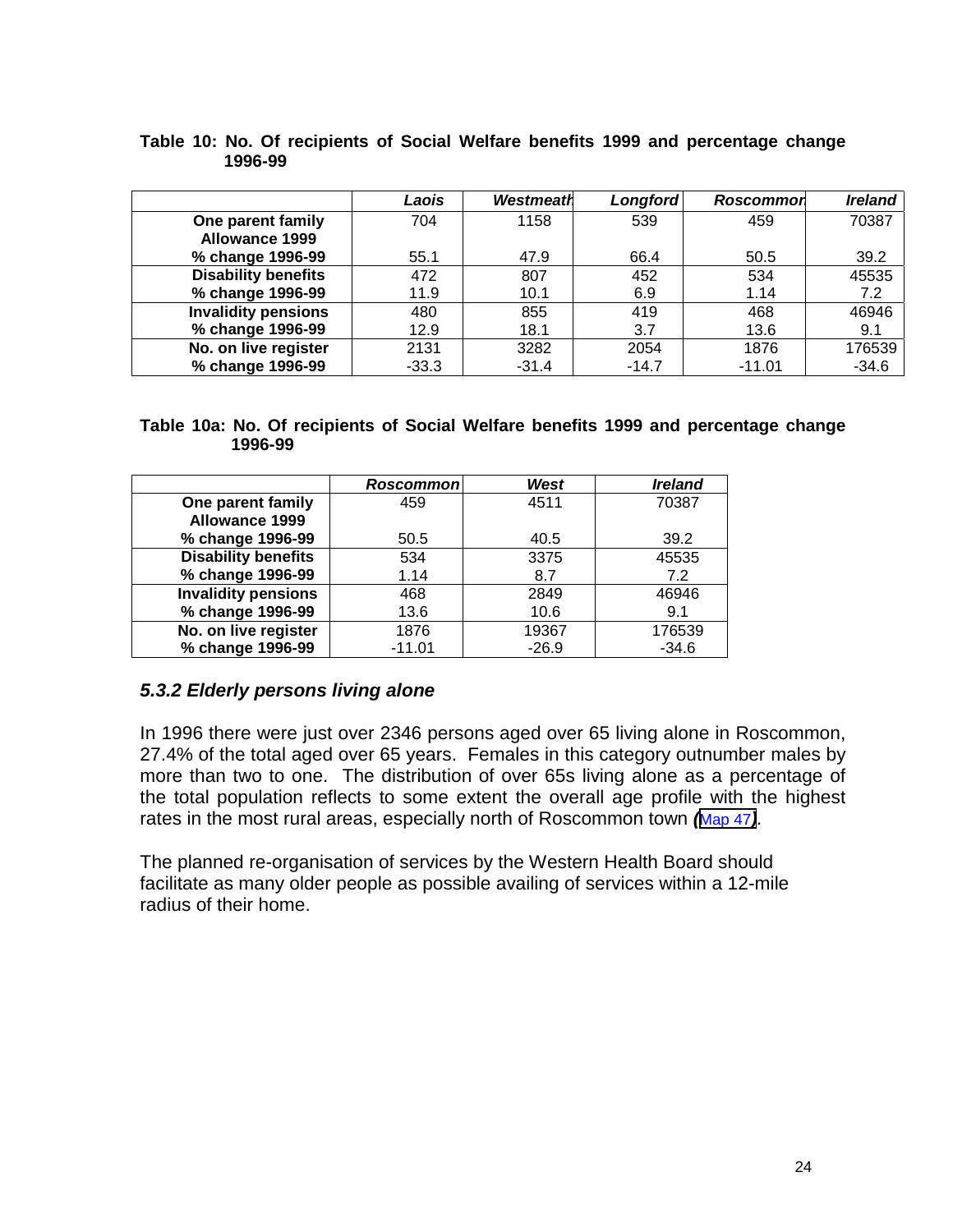**Table 10: No. Of recipients of Social Welfare benefits 1999 and percentage change 1996-99**

| | *Laois* | *Westmeath* | *Longford* | *Roscommon* | *Ireland* |
|---|---|---|---|---|---|
| **One parent family Allowance 1999** | 704 | 1158 | 539 | 459 | 70387 |
| **% change 1996-99** | 55.1 | 47.9 | 66.4 | 50.5 | 39.2 |
| **Disability benefits** | 472 | 807 | 452 | 534 | 45535 |
| **% change 1996-99** | 11.9 | 10.1 | 6.9 | 1.14 | 7.2 |
| **Invalidity pensions** | 480 | 855 | 419 | 468 | 46946 |
| **% change 1996-99** | 12.9 | 18.1 | 3.7 | 13.6 | 9.1 |
| **No. on live register** | 2131 | 3282 | 2054 | 1876 | 176539 |
| **% change 1996-99** | -33.3 | -31.4 | -14.7 | -11.01 | -34.6 |

**Table 10a: No. Of recipients of Social Welfare benefits 1999 and percentage change 1996-99**

| | *Roscommon* | *West* | *Ireland* |
|---|---|---|---|
| **One parent family Allowance 1999** | 459 | 4511 | 70387 |
| **% change 1996-99** | 50.5 | 40.5 | 39.2 |
| **Disability benefits** | 534 | 3375 | 45535 |
| **% change 1996-99** | 1.14 | 8.7 | 7.2 |
| **Invalidity pensions** | 468 | 2849 | 46946 |
| **% change 1996-99** | 13.6 | 10.6 | 9.1 |
| **No. on live register** | 1876 | 19367 | 176539 |
| **% change 1996-99** | -11.01 | -26.9 | -34.6 |

### *5.3.2 Elderly persons living alone*

In 1996 there were just over 2346 persons aged over 65 living alone in Roscommon, 27.4% of the total aged over 65 years. Females in this category outnumber males by more than two to one. The distribution of over 65s living alone as a percentage of the total population reflects to some extent the overall age profile with the highest rates in the most rural areas, especially north of Roscommon town *(*Map 47*)*.

The planned re-organisation of services by the Western Health Board should facilitate as many older people as possible availing of services within a 12-mile radius of their home.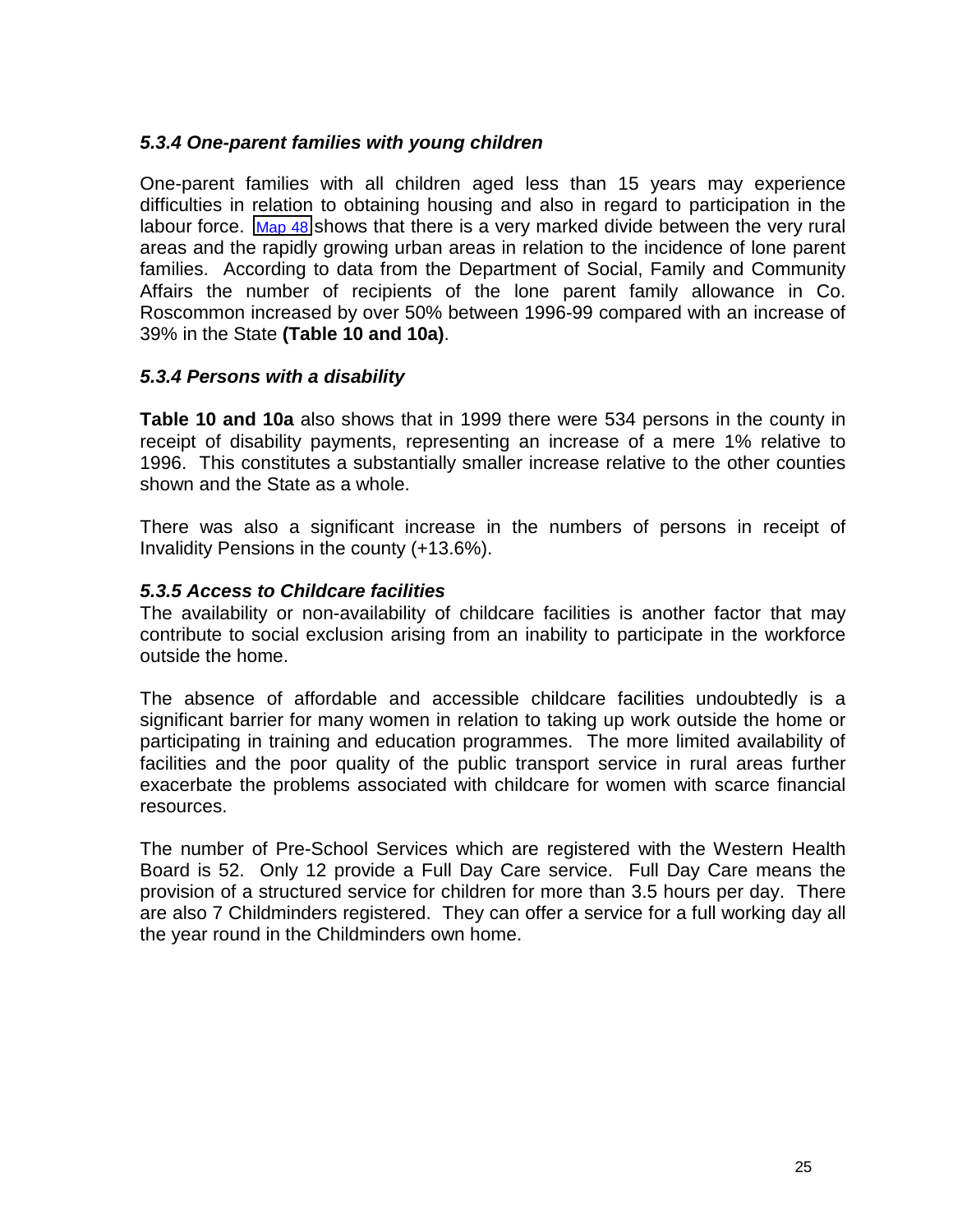### *5.3.4 One-parent families with young children*

One-parent families with all children aged less than 15 years may experience difficulties in relation to obtaining housing and also in regard to participation in the labour force. Map 48 shows that there is a very marked divide between the very rural areas and the rapidly growing urban areas in relation to the incidence of lone parent families. According to data from the Department of Social, Family and Community Affairs the number of recipients of the lone parent family allowance in Co. Roscommon increased by over 50% between 1996-99 compared with an increase of 39% in the State **(Table 10 and 10a)**.

### *5.3.4 Persons with a disability*

**Table 10 and 10a** also shows that in 1999 there were 534 persons in the county in receipt of disability payments, representing an increase of a mere 1% relative to 1996. This constitutes a substantially smaller increase relative to the other counties shown and the State as a whole.

There was also a significant increase in the numbers of persons in receipt of Invalidity Pensions in the county (+13.6%).

### *5.3.5 Access to Childcare facilities*

The availability or non-availability of childcare facilities is another factor that may contribute to social exclusion arising from an inability to participate in the workforce outside the home.

The absence of affordable and accessible childcare facilities undoubtedly is a significant barrier for many women in relation to taking up work outside the home or participating in training and education programmes. The more limited availability of facilities and the poor quality of the public transport service in rural areas further exacerbate the problems associated with childcare for women with scarce financial resources.

The number of Pre-School Services which are registered with the Western Health Board is 52. Only 12 provide a Full Day Care service. Full Day Care means the provision of a structured service for children for more than 3.5 hours per day. There are also 7 Childminders registered. They can offer a service for a full working day all the year round in the Childminders own home.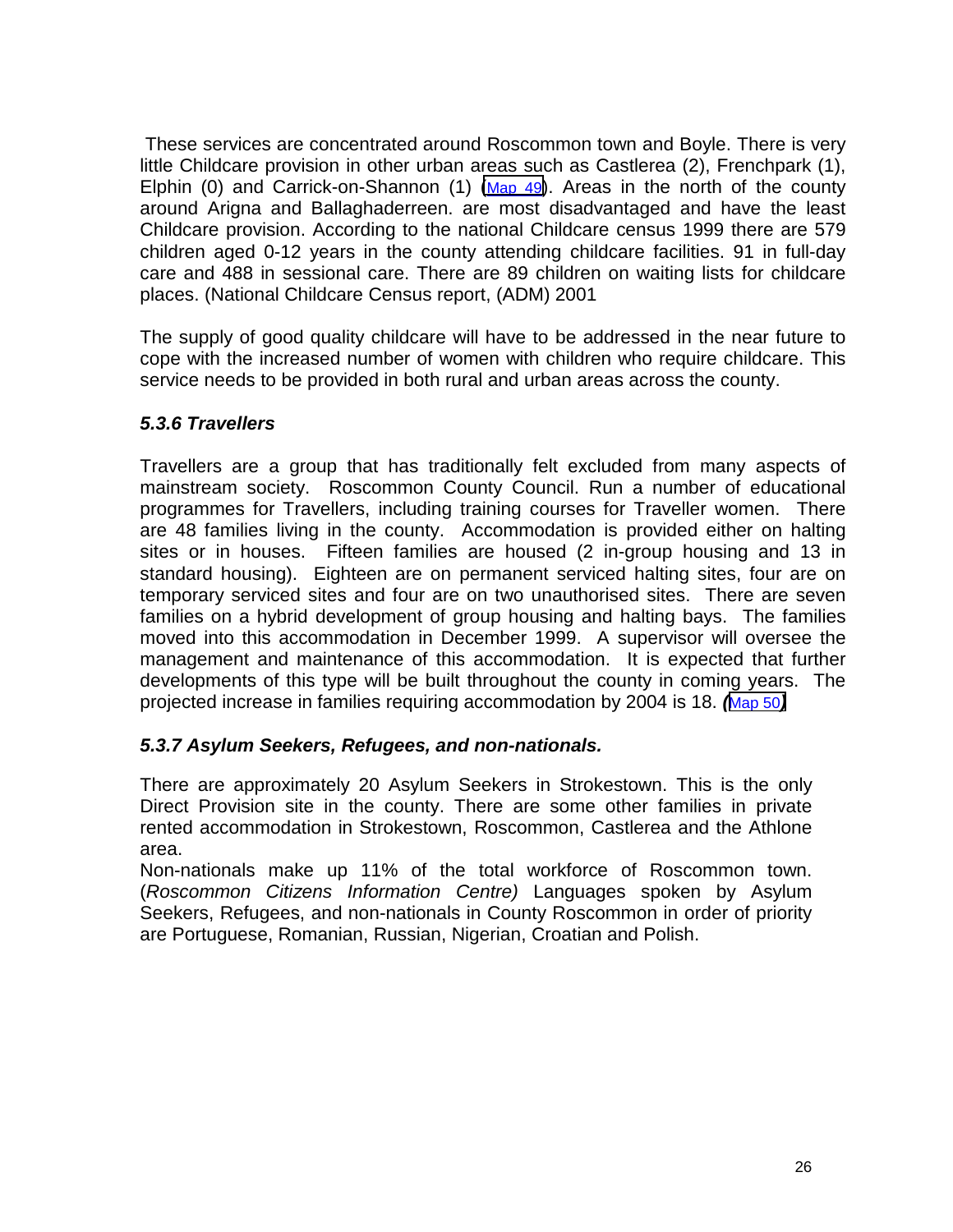These services are concentrated around Roscommon town and Boyle. There is very little Childcare provision in other urban areas such as Castlerea (2), Frenchpark (1), Elphin (0) and Carrick-on-Shannon (1) (Map 49). Areas in the north of the county around Arigna and Ballaghaderreen. are most disadvantaged and have the least Childcare provision. According to the national Childcare census 1999 there are 579 children aged 0-12 years in the county attending childcare facilities. 91 in full-day care and 488 in sessional care. There are 89 children on waiting lists for childcare places. (National Childcare Census report, (ADM) 2001

The supply of good quality childcare will have to be addressed in the near future to cope with the increased number of women with children who require childcare. This service needs to be provided in both rural and urban areas across the county.

### *5.3.6 Travellers*

Travellers are a group that has traditionally felt excluded from many aspects of mainstream society. Roscommon County Council. Run a number of educational programmes for Travellers, including training courses for Traveller women. There are 48 families living in the county. Accommodation is provided either on halting sites or in houses. Fifteen families are housed (2 in-group housing and 13 in standard housing). Eighteen are on permanent serviced halting sites, four are on temporary serviced sites and four are on two unauthorised sites. There are seven families on a hybrid development of group housing and halting bays. The families moved into this accommodation in December 1999. A supervisor will oversee the management and maintenance of this accommodation. It is expected that further developments of this type will be built throughout the county in coming years. The projected increase in families requiring accommodation by 2004 is 18. *(*Map 50*)*

### *5.3.7 Asylum Seekers, Refugees, and non-nationals.*

There are approximately 20 Asylum Seekers in Strokestown. This is the only Direct Provision site in the county. There are some other families in private rented accommodation in Strokestown, Roscommon, Castlerea and the Athlone area.

Non-nationals make up 11% of the total workforce of Roscommon town. (*Roscommon Citizens Information Centre)* Languages spoken by Asylum Seekers, Refugees, and non-nationals in County Roscommon in order of priority are Portuguese, Romanian, Russian, Nigerian, Croatian and Polish.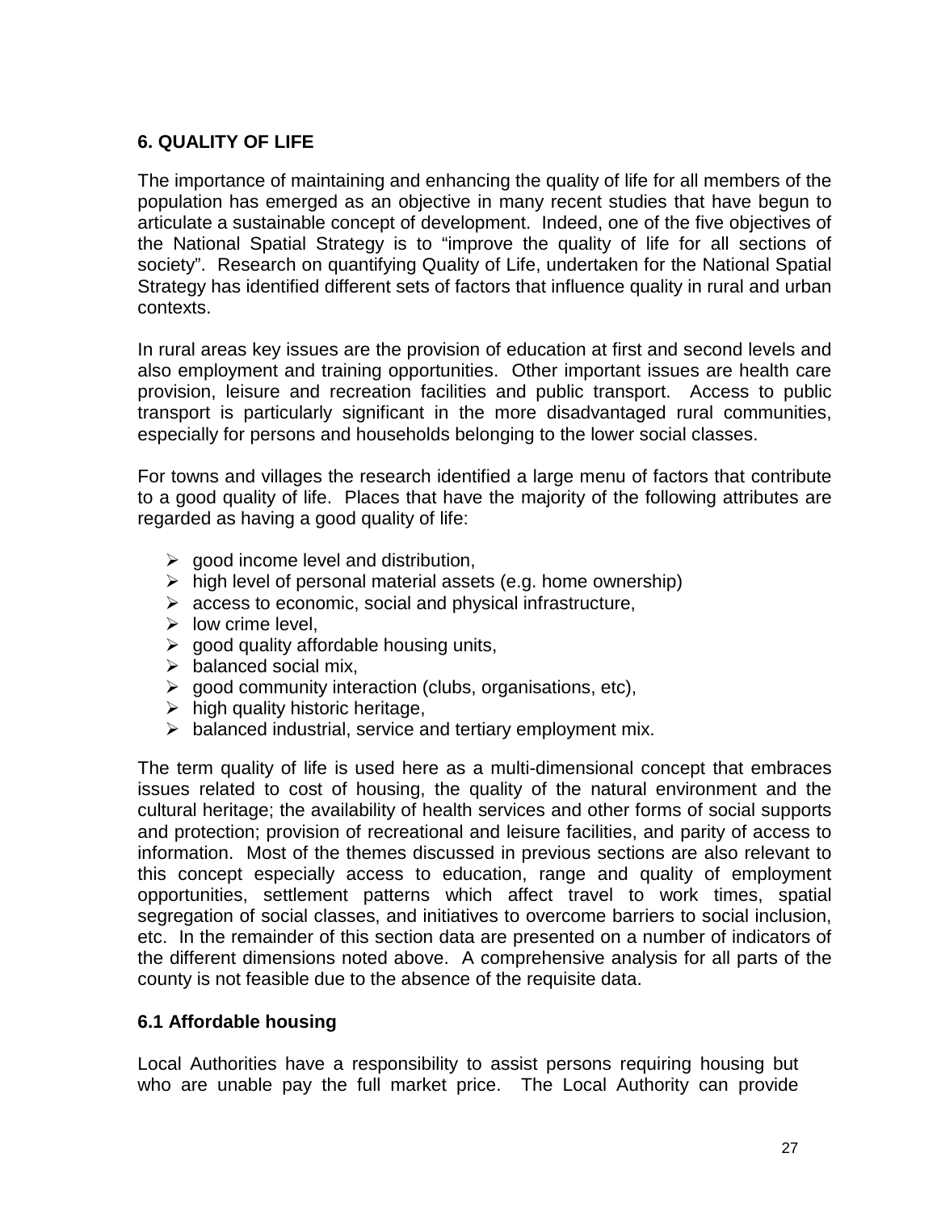## 6. QUALITY OF LIFE

The importance of maintaining and enhancing the quality of life for all members of the population has emerged as an objective in many recent studies that have begun to articulate a sustainable concept of development. Indeed, one of the five objectives of the National Spatial Strategy is to "improve the quality of life for all sections of society". Research on quantifying Quality of Life, undertaken for the National Spatial Strategy has identified different sets of factors that influence quality in rural and urban contexts.

In rural areas key issues are the provision of education at first and second levels and also employment and training opportunities. Other important issues are health care provision, leisure and recreation facilities and public transport. Access to public transport is particularly significant in the more disadvantaged rural communities, especially for persons and households belonging to the lower social classes.

For towns and villages the research identified a large menu of factors that contribute to a good quality of life. Places that have the majority of the following attributes are regarded as having a good quality of life:

- good income level and distribution,
- high level of personal material assets (e.g. home ownership)
- access to economic, social and physical infrastructure,
- low crime level,
- good quality affordable housing units,
- balanced social mix,
- good community interaction (clubs, organisations, etc),
- high quality historic heritage,
- balanced industrial, service and tertiary employment mix.

The term quality of life is used here as a multi-dimensional concept that embraces issues related to cost of housing, the quality of the natural environment and the cultural heritage; the availability of health services and other forms of social supports and protection; provision of recreational and leisure facilities, and parity of access to information. Most of the themes discussed in previous sections are also relevant to this concept especially access to education, range and quality of employment opportunities, settlement patterns which affect travel to work times, spatial segregation of social classes, and initiatives to overcome barriers to social inclusion, etc. In the remainder of this section data are presented on a number of indicators of the different dimensions noted above. A comprehensive analysis for all parts of the county is not feasible due to the absence of the requisite data.

### 6.1 Affordable housing

Local Authorities have a responsibility to assist persons requiring housing but who are unable pay the full market price. The Local Authority can provide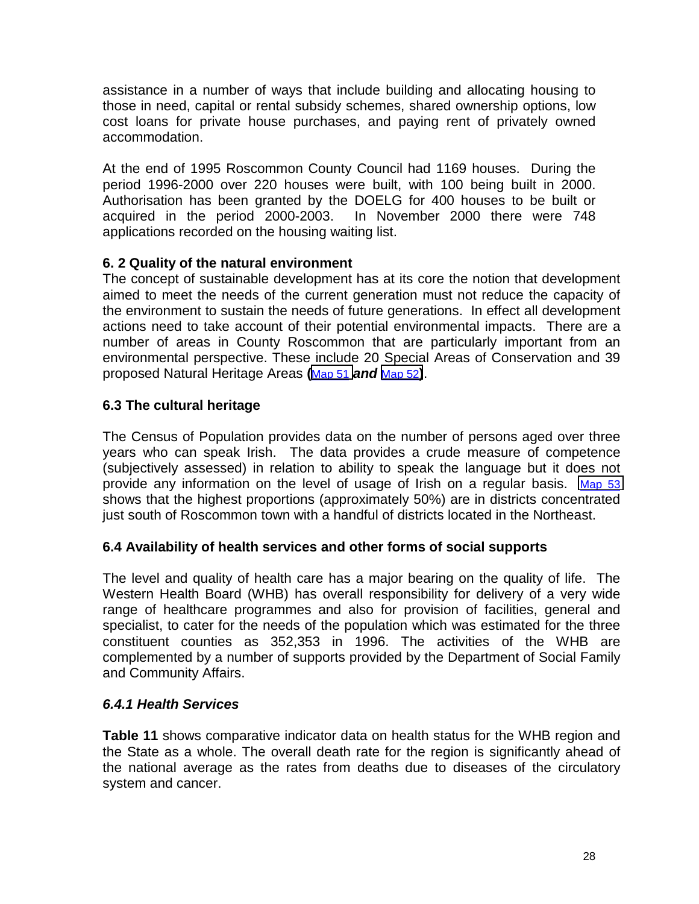assistance in a number of ways that include building and allocating housing to those in need, capital or rental subsidy schemes, shared ownership options, low cost loans for private house purchases, and paying rent of privately owned accommodation.

At the end of 1995 Roscommon County Council had 1169 houses. During the period 1996-2000 over 220 houses were built, with 100 being built in 2000. Authorisation has been granted by the DOELG for 400 houses to be built or acquired in the period 2000-2003. In November 2000 there were 748 applications recorded on the housing waiting list.

### 6. 2 Quality of the natural environment

The concept of sustainable development has at its core the notion that development aimed to meet the needs of the current generation must not reduce the capacity of the environment to sustain the needs of future generations. In effect all development actions need to take account of their potential environmental impacts. There are a number of areas in County Roscommon that are particularly important from an environmental perspective. These include 20 Special Areas of Conservation and 39 proposed Natural Heritage Areas (Map 51 ***and*** Map 52).

### 6.3 The cultural heritage

The Census of Population provides data on the number of persons aged over three years who can speak Irish. The data provides a crude measure of competence (subjectively assessed) in relation to ability to speak the language but it does not provide any information on the level of usage of Irish on a regular basis. Map 53 shows that the highest proportions (approximately 50%) are in districts concentrated just south of Roscommon town with a handful of districts located in the Northeast.

### 6.4 Availability of health services and other forms of social supports

The level and quality of health care has a major bearing on the quality of life. The Western Health Board (WHB) has overall responsibility for delivery of a very wide range of healthcare programmes and also for provision of facilities, general and specialist, to cater for the needs of the population which was estimated for the three constituent counties as 352,353 in 1996. The activities of the WHB are complemented by a number of supports provided by the Department of Social Family and Community Affairs.

#### *6.4.1 Health Services*

**Table 11** shows comparative indicator data on health status for the WHB region and the State as a whole. The overall death rate for the region is significantly ahead of the national average as the rates from deaths due to diseases of the circulatory system and cancer.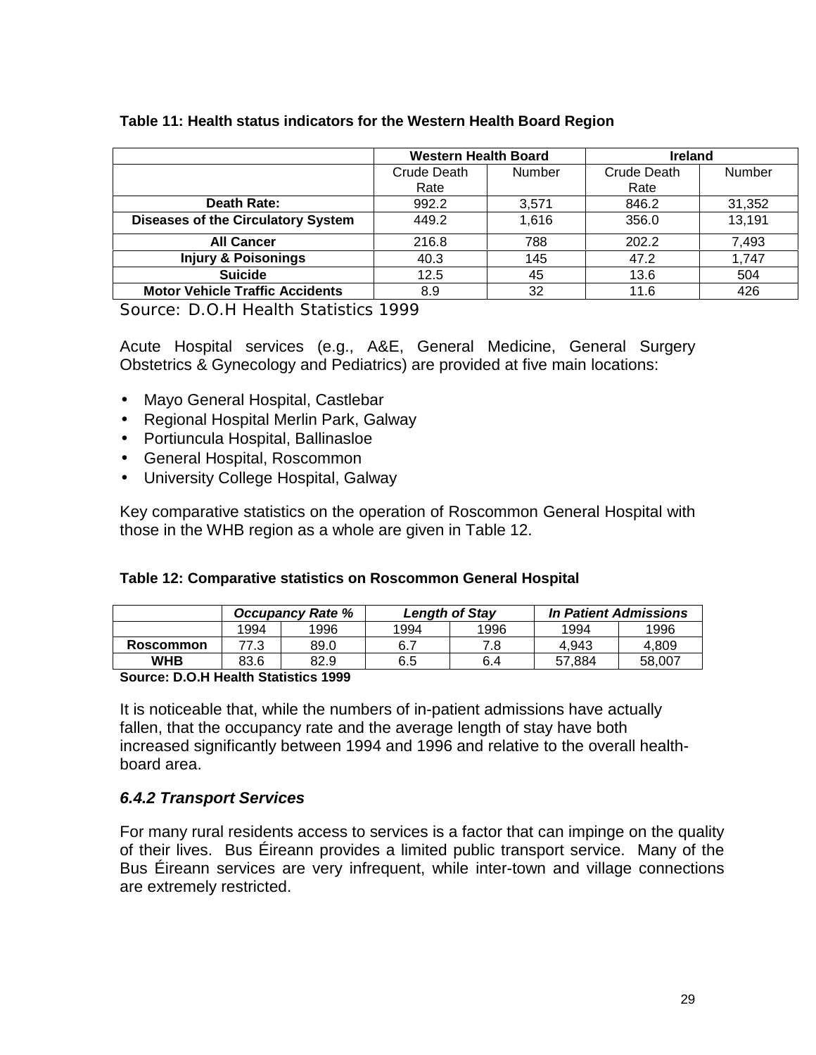**Table 11: Health status indicators for the Western Health Board Region**

| | Western Health Board | | Ireland | |
|---|---|---|---|---|
| | Crude Death Rate | Number | Crude Death Rate | Number |
| **Death Rate:** | 992.2 | 3,571 | 846.2 | 31,352 |
| **Diseases of the Circulatory System** | 449.2 | 1,616 | 356.0 | 13,191 |
| **All Cancer** | 216.8 | 788 | 202.2 | 7,493 |
| **Injury & Poisonings** | 40.3 | 145 | 47.2 | 1,747 |
| **Suicide** | 12.5 | 45 | 13.6 | 504 |
| **Motor Vehicle Traffic Accidents** | 8.9 | 32 | 11.6 | 426 |

Source: D.O.H Health Statistics 1999

Acute Hospital services (e.g., A&E, General Medicine, General Surgery Obstetrics & Gynecology and Pediatrics) are provided at five main locations:

- Mayo General Hospital, Castlebar
- Regional Hospital Merlin Park, Galway
- Portiuncula Hospital, Ballinasloe
- General Hospital, Roscommon
- University College Hospital, Galway

Key comparative statistics on the operation of Roscommon General Hospital with those in the WHB region as a whole are given in Table 12.

**Table 12: Comparative statistics on Roscommon General Hospital**

| | *Occupancy Rate %* | | *Length of Stay* | | *In Patient Admissions* | |
|---|---|---|---|---|---|---|
| | 1994 | 1996 | 1994 | 1996 | 1994 | 1996 |
| **Roscommon** | 77.3 | 89.0 | 6.7 | 7.8 | 4,943 | 4,809 |
| **WHB** | 83.6 | 82.9 | 6.5 | 6.4 | 57,884 | 58,007 |

**Source: D.O.H Health Statistics 1999**

It is noticeable that, while the numbers of in-patient admissions have actually fallen, that the occupancy rate and the average length of stay have both increased significantly between 1994 and 1996 and relative to the overall health-board area.

### *6.4.2 Transport Services*

For many rural residents access to services is a factor that can impinge on the quality of their lives. Bus Éireann provides a limited public transport service. Many of the Bus Éireann services are very infrequent, while inter-town and village connections are extremely restricted.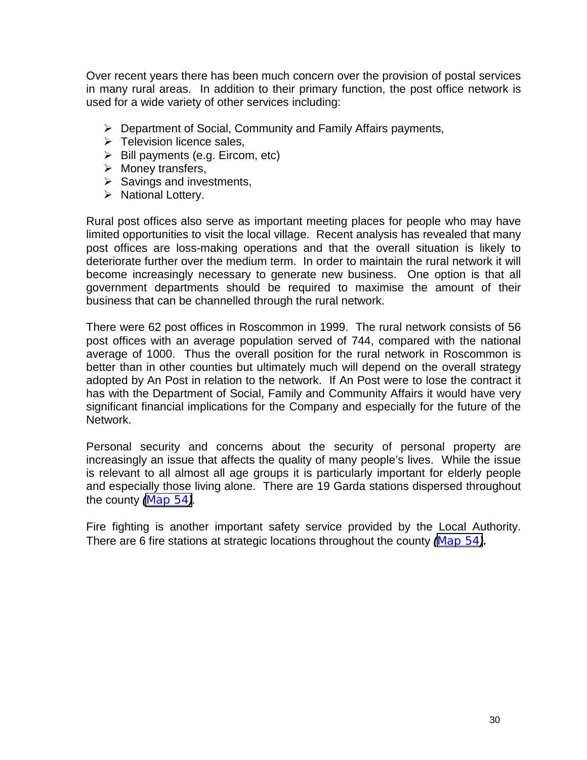Over recent years there has been much concern over the provision of postal services in many rural areas. In addition to their primary function, the post office network is used for a wide variety of other services including:

- Department of Social, Community and Family Affairs payments,
- Television licence sales,
- Bill payments (e.g. Eircom, etc)
- Money transfers,
- Savings and investments,
- National Lottery.

Rural post offices also serve as important meeting places for people who may have limited opportunities to visit the local village. Recent analysis has revealed that many post offices are loss-making operations and that the overall situation is likely to deteriorate further over the medium term. In order to maintain the rural network it will become increasingly necessary to generate new business. One option is that all government departments should be required to maximise the amount of their business that can be channelled through the rural network.

There were 62 post offices in Roscommon in 1999. The rural network consists of 56 post offices with an average population served of 744, compared with the national average of 1000. Thus the overall position for the rural network in Roscommon is better than in other counties but ultimately much will depend on the overall strategy adopted by An Post in relation to the network. If An Post were to lose the contract it has with the Department of Social, Family and Community Affairs it would have very significant financial implications for the Company and especially for the future of the Network.

Personal security and concerns about the security of personal property are increasingly an issue that affects the quality of many people's lives. While the issue is relevant to all almost all age groups it is particularly important for elderly people and especially those living alone. There are 19 Garda stations dispersed throughout the county (Map 54).

Fire fighting is another important safety service provided by the Local Authority. There are 6 fire stations at strategic locations throughout the county (Map 54).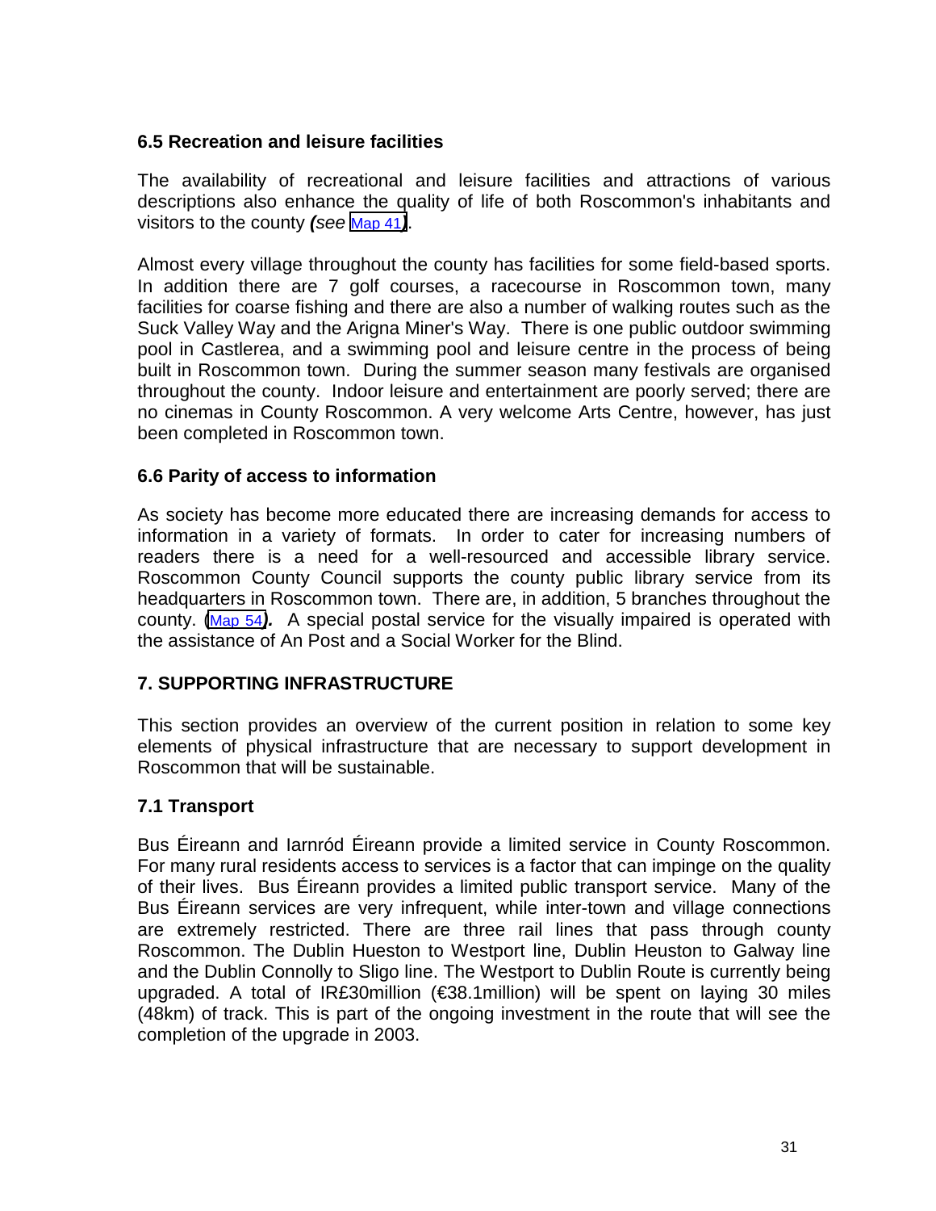### 6.5 Recreation and leisure facilities

The availability of recreational and leisure facilities and attractions of various descriptions also enhance the quality of life of both Roscommon's inhabitants and visitors to the county ***(see*** Map 41***)***.

Almost every village throughout the county has facilities for some field-based sports. In addition there are 7 golf courses, a racecourse in Roscommon town, many facilities for coarse fishing and there are also a number of walking routes such as the Suck Valley Way and the Arigna Miner's Way. There is one public outdoor swimming pool in Castlerea, and a swimming pool and leisure centre in the process of being built in Roscommon town. During the summer season many festivals are organised throughout the county. Indoor leisure and entertainment are poorly served; there are no cinemas in County Roscommon. A very welcome Arts Centre, however, has just been completed in Roscommon town.

### 6.6 Parity of access to information

As society has become more educated there are increasing demands for access to information in a variety of formats. In order to cater for increasing numbers of readers there is a need for a well-resourced and accessible library service. Roscommon County Council supports the county public library service from its headquarters in Roscommon town. There are, in addition, 5 branches throughout the county. (Map 54***).*** A special postal service for the visually impaired is operated with the assistance of An Post and a Social Worker for the Blind.

## 7. SUPPORTING INFRASTRUCTURE

This section provides an overview of the current position in relation to some key elements of physical infrastructure that are necessary to support development in Roscommon that will be sustainable.

### 7.1 Transport

Bus Éireann and Iarnród Éireann provide a limited service in County Roscommon. For many rural residents access to services is a factor that can impinge on the quality of their lives. Bus Éireann provides a limited public transport service. Many of the Bus Éireann services are very infrequent, while inter-town and village connections are extremely restricted. There are three rail lines that pass through county Roscommon. The Dublin Hueston to Westport line, Dublin Heuston to Galway line and the Dublin Connolly to Sligo line. The Westport to Dublin Route is currently being upgraded. A total of IR£30million (€38.1million) will be spent on laying 30 miles (48km) of track. This is part of the ongoing investment in the route that will see the completion of the upgrade in 2003.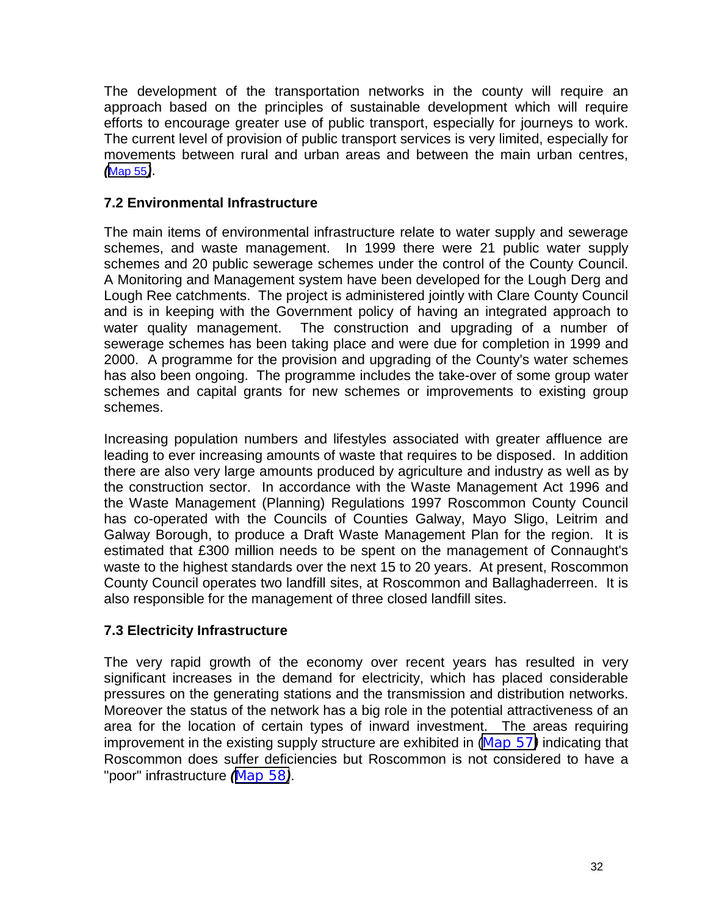The development of the transportation networks in the county will require an approach based on the principles of sustainable development which will require efforts to encourage greater use of public transport, especially for journeys to work. The current level of provision of public transport services is very limited, especially for movements between rural and urban areas and between the main urban centres, (Map 55).

### 7.2 Environmental Infrastructure

The main items of environmental infrastructure relate to water supply and sewerage schemes, and waste management. In 1999 there were 21 public water supply schemes and 20 public sewerage schemes under the control of the County Council. A Monitoring and Management system have been developed for the Lough Derg and Lough Ree catchments. The project is administered jointly with Clare County Council and is in keeping with the Government policy of having an integrated approach to water quality management. The construction and upgrading of a number of sewerage schemes has been taking place and were due for completion in 1999 and 2000. A programme for the provision and upgrading of the County's water schemes has also been ongoing. The programme includes the take-over of some group water schemes and capital grants for new schemes or improvements to existing group schemes.

Increasing population numbers and lifestyles associated with greater affluence are leading to ever increasing amounts of waste that requires to be disposed. In addition there are also very large amounts produced by agriculture and industry as well as by the construction sector. In accordance with the Waste Management Act 1996 and the Waste Management (Planning) Regulations 1997 Roscommon County Council has co-operated with the Councils of Counties Galway, Mayo Sligo, Leitrim and Galway Borough, to produce a Draft Waste Management Plan for the region. It is estimated that £300 million needs to be spent on the management of Connaught's waste to the highest standards over the next 15 to 20 years. At present, Roscommon County Council operates two landfill sites, at Roscommon and Ballaghaderreen. It is also responsible for the management of three closed landfill sites.

### 7.3 Electricity Infrastructure

The very rapid growth of the economy over recent years has resulted in very significant increases in the demand for electricity, which has placed considerable pressures on the generating stations and the transmission and distribution networks. Moreover the status of the network has a big role in the potential attractiveness of an area for the location of certain types of inward investment. The areas requiring improvement in the existing supply structure are exhibited in (Map 57) indicating that Roscommon does suffer deficiencies but Roscommon is not considered to have a "poor" infrastructure (Map 58).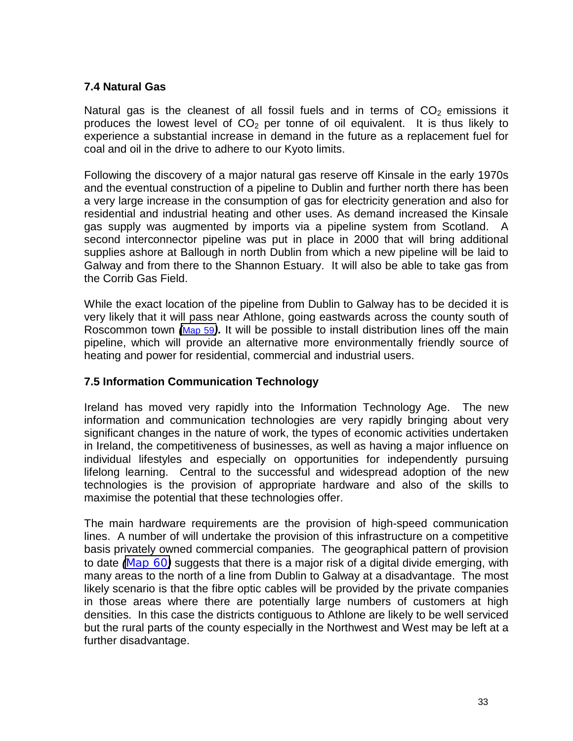### 7.4 Natural Gas

Natural gas is the cleanest of all fossil fuels and in terms of $CO_2$ emissions it produces the lowest level of $CO_2$ per tonne of oil equivalent. It is thus likely to experience a substantial increase in demand in the future as a replacement fuel for coal and oil in the drive to adhere to our Kyoto limits.

Following the discovery of a major natural gas reserve off Kinsale in the early 1970s and the eventual construction of a pipeline to Dublin and further north there has been a very large increase in the consumption of gas for electricity generation and also for residential and industrial heating and other uses. As demand increased the Kinsale gas supply was augmented by imports via a pipeline system from Scotland. A second interconnector pipeline was put in place in 2000 that will bring additional supplies ashore at Ballough in north Dublin from which a new pipeline will be laid to Galway and from there to the Shannon Estuary. It will also be able to take gas from the Corrib Gas Field.

While the exact location of the pipeline from Dublin to Galway has to be decided it is very likely that it will pass near Athlone, going eastwards across the county south of Roscommon town *(*Map 59*)*. It will be possible to install distribution lines off the main pipeline, which will provide an alternative more environmentally friendly source of heating and power for residential, commercial and industrial users.

### 7.5 Information Communication Technology

Ireland has moved very rapidly into the Information Technology Age. The new information and communication technologies are very rapidly bringing about very significant changes in the nature of work, the types of economic activities undertaken in Ireland, the competitiveness of businesses, as well as having a major influence on individual lifestyles and especially on opportunities for independently pursuing lifelong learning. Central to the successful and widespread adoption of the new technologies is the provision of appropriate hardware and also of the skills to maximise the potential that these technologies offer.

The main hardware requirements are the provision of high-speed communication lines. A number of will undertake the provision of this infrastructure on a competitive basis privately owned commercial companies. The geographical pattern of provision to date *(*Map 60*)* suggests that there is a major risk of a digital divide emerging, with many areas to the north of a line from Dublin to Galway at a disadvantage. The most likely scenario is that the fibre optic cables will be provided by the private companies in those areas where there are potentially large numbers of customers at high densities. In this case the districts contiguous to Athlone are likely to be well serviced but the rural parts of the county especially in the Northwest and West may be left at a further disadvantage.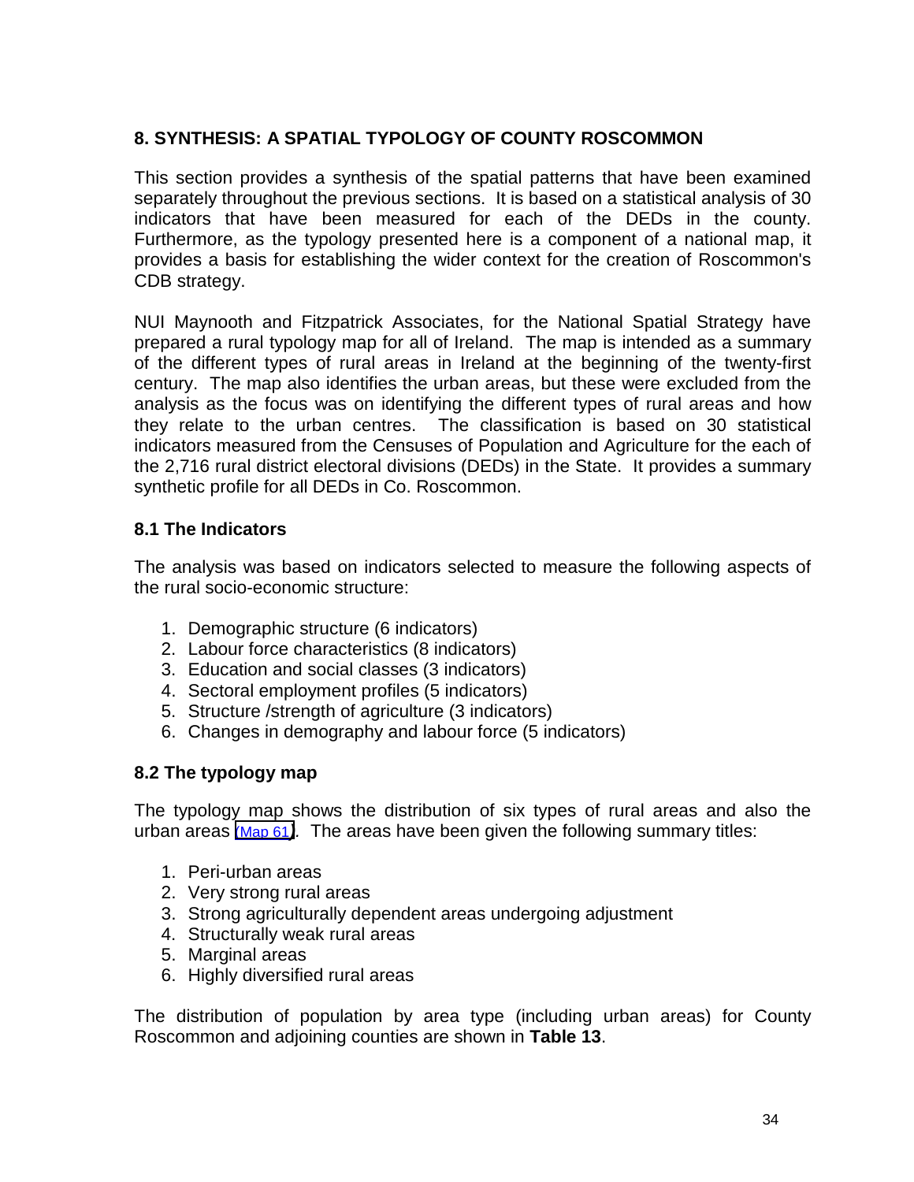## 8. SYNTHESIS: A SPATIAL TYPOLOGY OF COUNTY ROSCOMMON

This section provides a synthesis of the spatial patterns that have been examined separately throughout the previous sections. It is based on a statistical analysis of 30 indicators that have been measured for each of the DEDs in the county. Furthermore, as the typology presented here is a component of a national map, it provides a basis for establishing the wider context for the creation of Roscommon's CDB strategy.

NUI Maynooth and Fitzpatrick Associates, for the National Spatial Strategy have prepared a rural typology map for all of Ireland. The map is intended as a summary of the different types of rural areas in Ireland at the beginning of the twenty-first century. The map also identifies the urban areas, but these were excluded from the analysis as the focus was on identifying the different types of rural areas and how they relate to the urban centres. The classification is based on 30 statistical indicators measured from the Censuses of Population and Agriculture for the each of the 2,716 rural district electoral divisions (DEDs) in the State. It provides a summary synthetic profile for all DEDs in Co. Roscommon.

### 8.1 The Indicators

The analysis was based on indicators selected to measure the following aspects of the rural socio-economic structure:

1. Demographic structure (6 indicators)
2. Labour force characteristics (8 indicators)
3. Education and social classes (3 indicators)
4. Sectoral employment profiles (5 indicators)
5. Structure /strength of agriculture (3 indicators)
6. Changes in demography and labour force (5 indicators)

### 8.2 The typology map

The typology map shows the distribution of six types of rural areas and also the urban areas (Map 61). The areas have been given the following summary titles:

1. Peri-urban areas
2. Very strong rural areas
3. Strong agriculturally dependent areas undergoing adjustment
4. Structurally weak rural areas
5. Marginal areas
6. Highly diversified rural areas

The distribution of population by area type (including urban areas) for County Roscommon and adjoining counties are shown in **Table 13**.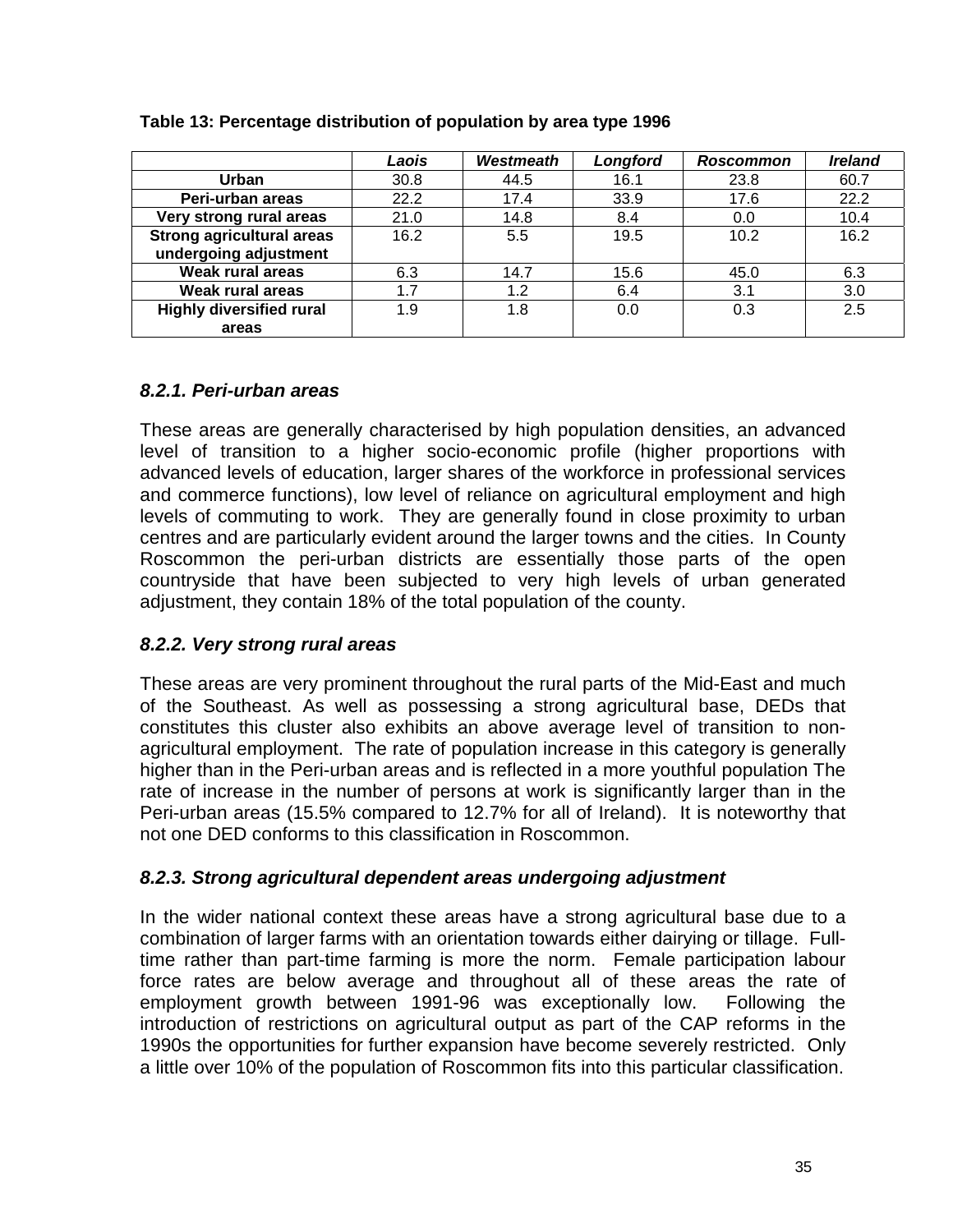**Table 13: Percentage distribution of population by area type 1996**

| | *Laois* | *Westmeath* | *Longford* | *Roscommon* | *Ireland* |
|---|---|---|---|---|---|
| **Urban** | 30.8 | 44.5 | 16.1 | 23.8 | 60.7 |
| **Peri-urban areas** | 22.2 | 17.4 | 33.9 | 17.6 | 22.2 |
| **Very strong rural areas** | 21.0 | 14.8 | 8.4 | 0.0 | 10.4 |
| **Strong agricultural areas undergoing adjustment** | 16.2 | 5.5 | 19.5 | 10.2 | 16.2 |
| **Weak rural areas** | 6.3 | 14.7 | 15.6 | 45.0 | 6.3 |
| **Weak rural areas** | 1.7 | 1.2 | 6.4 | 3.1 | 3.0 |
| **Highly diversified rural areas** | 1.9 | 1.8 | 0.0 | 0.3 | 2.5 |

### *8.2.1. Peri-urban areas*

These areas are generally characterised by high population densities, an advanced level of transition to a higher socio-economic profile (higher proportions with advanced levels of education, larger shares of the workforce in professional services and commerce functions), low level of reliance on agricultural employment and high levels of commuting to work. They are generally found in close proximity to urban centres and are particularly evident around the larger towns and the cities. In County Roscommon the peri-urban districts are essentially those parts of the open countryside that have been subjected to very high levels of urban generated adjustment, they contain 18% of the total population of the county.

### *8.2.2. Very strong rural areas*

These areas are very prominent throughout the rural parts of the Mid-East and much of the Southeast. As well as possessing a strong agricultural base, DEDs that constitutes this cluster also exhibits an above average level of transition to non-agricultural employment. The rate of population increase in this category is generally higher than in the Peri-urban areas and is reflected in a more youthful population The rate of increase in the number of persons at work is significantly larger than in the Peri-urban areas (15.5% compared to 12.7% for all of Ireland). It is noteworthy that not one DED conforms to this classification in Roscommon.

### *8.2.3. Strong agricultural dependent areas undergoing adjustment*

In the wider national context these areas have a strong agricultural base due to a combination of larger farms with an orientation towards either dairying or tillage. Full-time rather than part-time farming is more the norm. Female participation labour force rates are below average and throughout all of these areas the rate of employment growth between 1991-96 was exceptionally low. Following the introduction of restrictions on agricultural output as part of the CAP reforms in the 1990s the opportunities for further expansion have become severely restricted. Only a little over 10% of the population of Roscommon fits into this particular classification.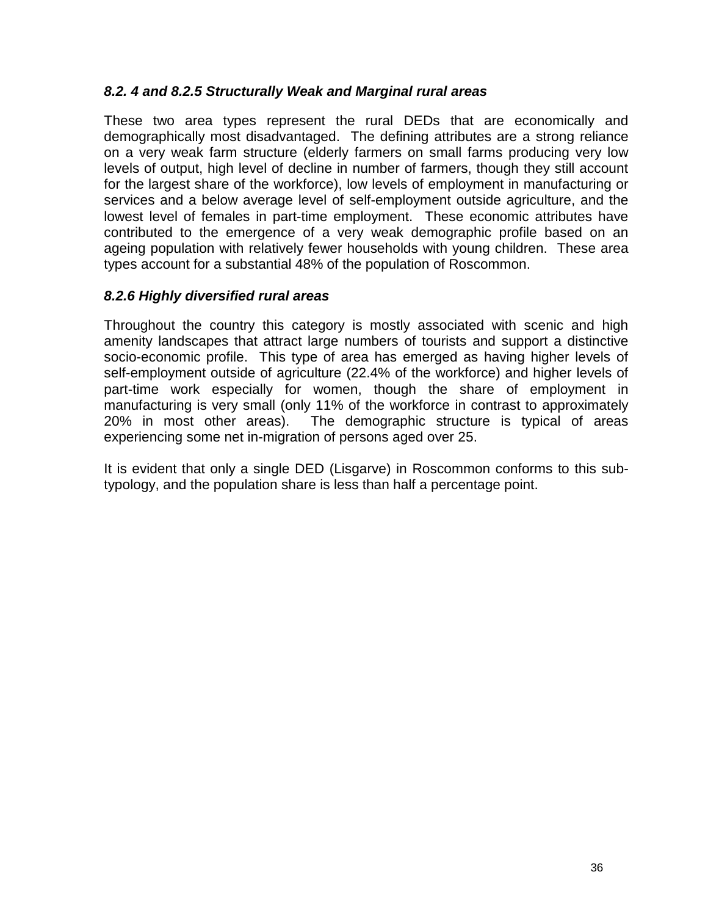### *8.2. 4 and 8.2.5 Structurally Weak and Marginal rural areas*

These two area types represent the rural DEDs that are economically and demographically most disadvantaged. The defining attributes are a strong reliance on a very weak farm structure (elderly farmers on small farms producing very low levels of output, high level of decline in number of farmers, though they still account for the largest share of the workforce), low levels of employment in manufacturing or services and a below average level of self-employment outside agriculture, and the lowest level of females in part-time employment. These economic attributes have contributed to the emergence of a very weak demographic profile based on an ageing population with relatively fewer households with young children. These area types account for a substantial 48% of the population of Roscommon.

### *8.2.6 Highly diversified rural areas*

Throughout the country this category is mostly associated with scenic and high amenity landscapes that attract large numbers of tourists and support a distinctive socio-economic profile. This type of area has emerged as having higher levels of self-employment outside of agriculture (22.4% of the workforce) and higher levels of part-time work especially for women, though the share of employment in manufacturing is very small (only 11% of the workforce in contrast to approximately 20% in most other areas). The demographic structure is typical of areas experiencing some net in-migration of persons aged over 25.

It is evident that only a single DED (Lisgarve) in Roscommon conforms to this sub-typology, and the population share is less than half a percentage point.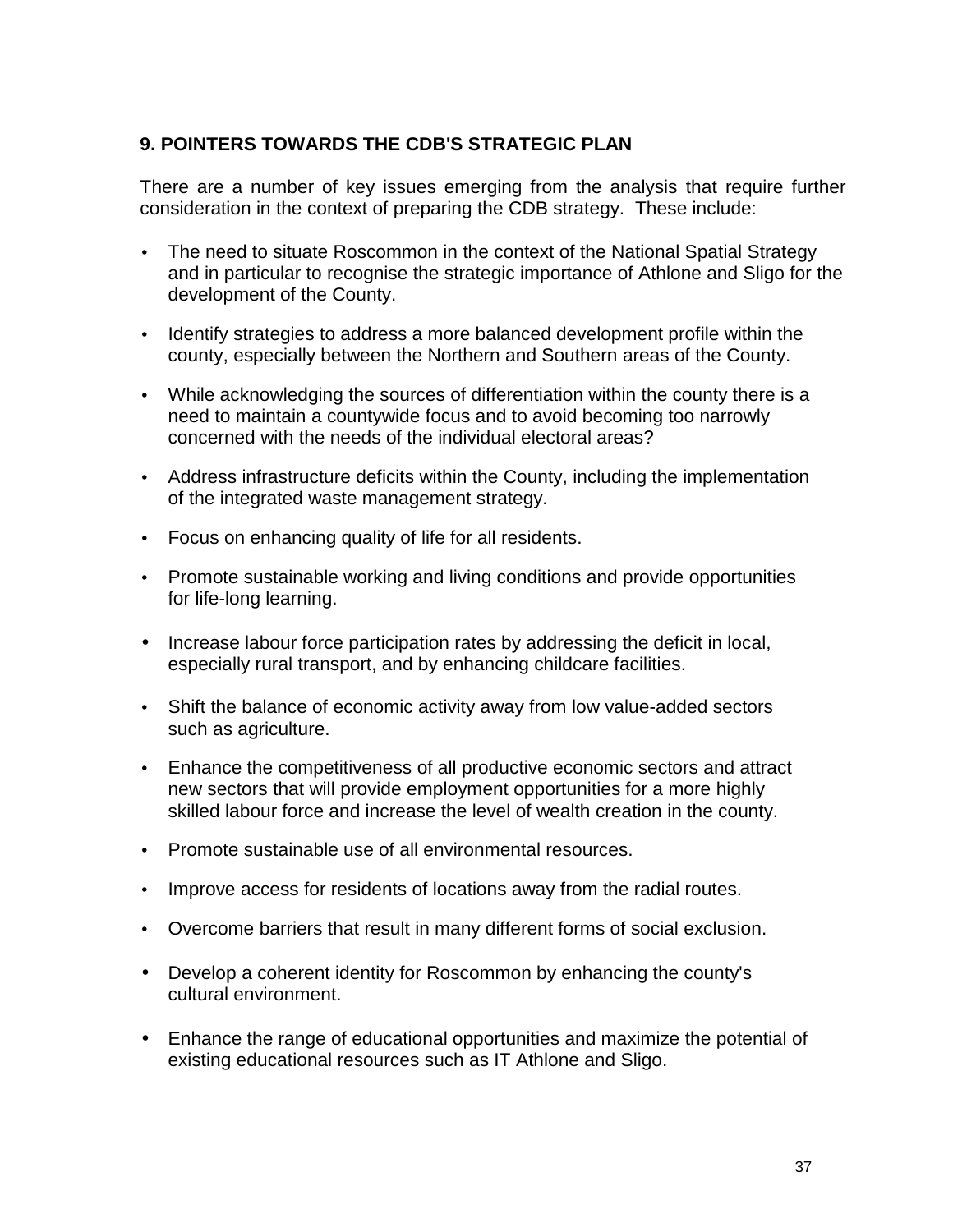## 9. POINTERS TOWARDS THE CDB'S STRATEGIC PLAN

There are a number of key issues emerging from the analysis that require further consideration in the context of preparing the CDB strategy. These include:

- The need to situate Roscommon in the context of the National Spatial Strategy and in particular to recognise the strategic importance of Athlone and Sligo for the development of the County.
- Identify strategies to address a more balanced development profile within the county, especially between the Northern and Southern areas of the County.
- While acknowledging the sources of differentiation within the county there is a need to maintain a countywide focus and to avoid becoming too narrowly concerned with the needs of the individual electoral areas?
- Address infrastructure deficits within the County, including the implementation of the integrated waste management strategy.
- Focus on enhancing quality of life for all residents.
- Promote sustainable working and living conditions and provide opportunities for life-long learning.
- Increase labour force participation rates by addressing the deficit in local, especially rural transport, and by enhancing childcare facilities.
- Shift the balance of economic activity away from low value-added sectors such as agriculture.
- Enhance the competitiveness of all productive economic sectors and attract new sectors that will provide employment opportunities for a more highly skilled labour force and increase the level of wealth creation in the county.
- Promote sustainable use of all environmental resources.
- Improve access for residents of locations away from the radial routes.
- Overcome barriers that result in many different forms of social exclusion.
- Develop a coherent identity for Roscommon by enhancing the county's cultural environment.
- Enhance the range of educational opportunities and maximize the potential of existing educational resources such as IT Athlone and Sligo.